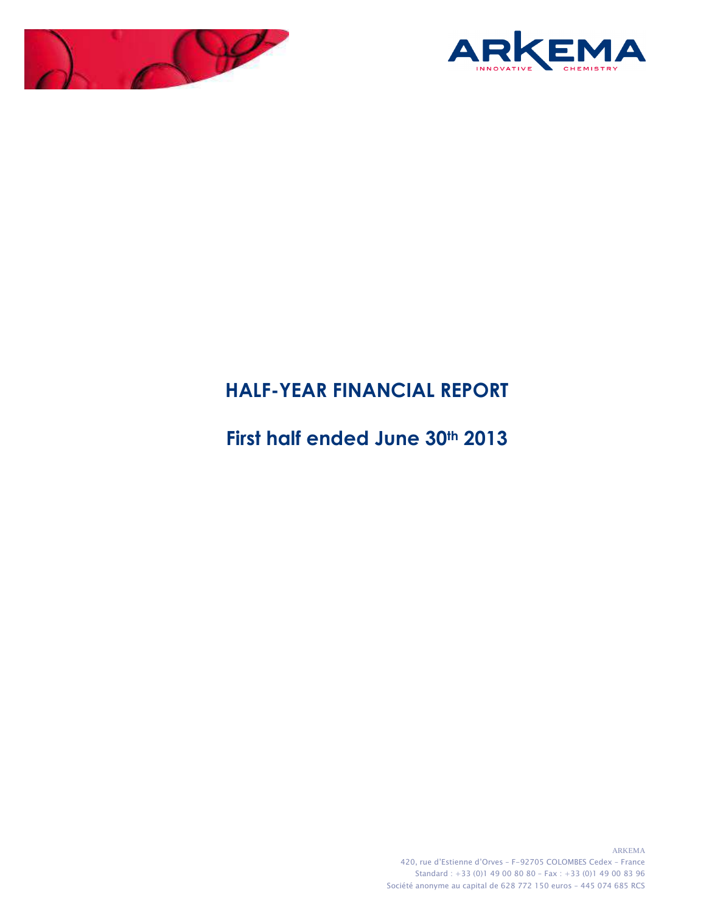ARKEMA

INNOVATIVE CHEMISTRY

# HALF-YEAR FINANCIAL REPORT

## First half ended June 30th 2013

ARKEMA

420, rue d'Estienne d'Orves – F-92705 COLOMBES Cedex – France

Standard : +33 (0)1 49 00 80 80 – Fax : +33 (0)1 49 00 83 96

Société anonyme au capital de 628 772 150 euros – 445 074 685 RCS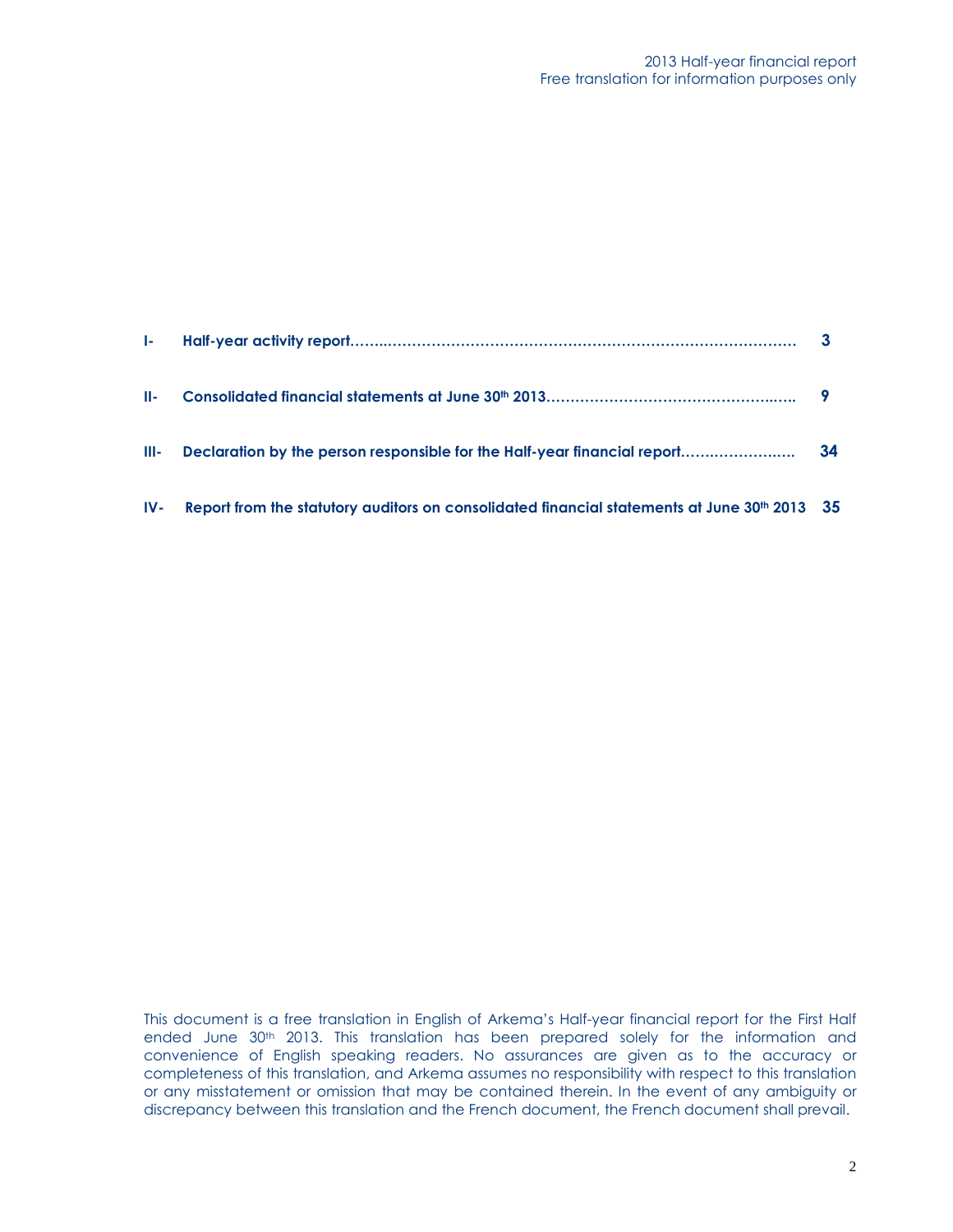| | | |
|---|---|---|
| **I-** | **Half-year activity report** | **3** |
| **II-** | **Consolidated financial statements at June 30th 2013** | **9** |
| **III-** | **Declaration by the person responsible for the Half-year financial report** | **34** |
| **IV-** | **Report from the statutory auditors on consolidated financial statements at June 30th 2013** | **35** |

This document is a free translation in English of Arkema's Half-year financial report for the First Half ended June 30th 2013. This translation has been prepared solely for the information and convenience of English speaking readers. No assurances are given as to the accuracy or completeness of this translation, and Arkema assumes no responsibility with respect to this translation or any misstatement or omission that may be contained therein. In the event of any ambiguity or discrepancy between this translation and the French document, the French document shall prevail.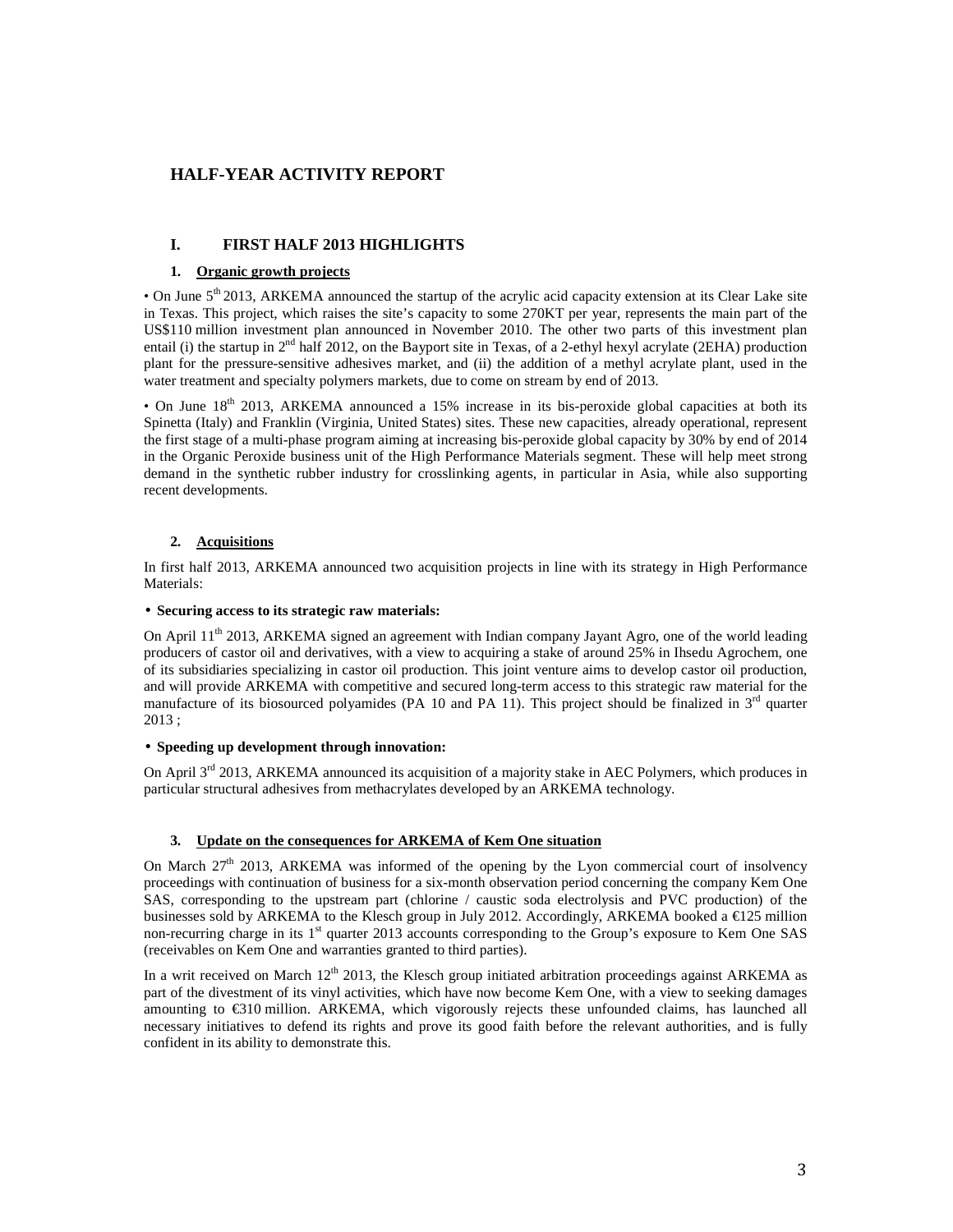# HALF-YEAR ACTIVITY REPORT

## I. FIRST HALF 2013 HIGHLIGHTS

### 1. Organic growth projects

• On June 5th 2013, ARKEMA announced the startup of the acrylic acid capacity extension at its Clear Lake site in Texas. This project, which raises the site's capacity to some 270KT per year, represents the main part of the US$110 million investment plan announced in November 2010. The other two parts of this investment plan entail (i) the startup in 2nd half 2012, on the Bayport site in Texas, of a 2-ethyl hexyl acrylate (2EHA) production plant for the pressure-sensitive adhesives market, and (ii) the addition of a methyl acrylate plant, used in the water treatment and specialty polymers markets, due to come on stream by end of 2013.

• On June 18th 2013, ARKEMA announced a 15% increase in its bis-peroxide global capacities at both its Spinetta (Italy) and Franklin (Virginia, United States) sites. These new capacities, already operational, represent the first stage of a multi-phase program aiming at increasing bis-peroxide global capacity by 30% by end of 2014 in the Organic Peroxide business unit of the High Performance Materials segment. These will help meet strong demand in the synthetic rubber industry for crosslinking agents, in particular in Asia, while also supporting recent developments.

### 2. Acquisitions

In first half 2013, ARKEMA announced two acquisition projects in line with its strategy in High Performance Materials:

• **Securing access to its strategic raw materials:**

On April 11th 2013, ARKEMA signed an agreement with Indian company Jayant Agro, one of the world leading producers of castor oil and derivatives, with a view to acquiring a stake of around 25% in Ihsedu Agrochem, one of its subsidiaries specializing in castor oil production. This joint venture aims to develop castor oil production, and will provide ARKEMA with competitive and secured long-term access to this strategic raw material for the manufacture of its biosourced polyamides (PA 10 and PA 11). This project should be finalized in 3rd quarter 2013 ;

• **Speeding up development through innovation:**

On April 3rd 2013, ARKEMA announced its acquisition of a majority stake in AEC Polymers, which produces in particular structural adhesives from methacrylates developed by an ARKEMA technology.

### 3. Update on the consequences for ARKEMA of Kem One situation

On March 27th 2013, ARKEMA was informed of the opening by the Lyon commercial court of insolvency proceedings with continuation of business for a six-month observation period concerning the company Kem One SAS, corresponding to the upstream part (chlorine / caustic soda electrolysis and PVC production) of the businesses sold by ARKEMA to the Klesch group in July 2012. Accordingly, ARKEMA booked a €125 million non-recurring charge in its 1st quarter 2013 accounts corresponding to the Group's exposure to Kem One SAS (receivables on Kem One and warranties granted to third parties).

In a writ received on March 12th 2013, the Klesch group initiated arbitration proceedings against ARKEMA as part of the divestment of its vinyl activities, which have now become Kem One, with a view to seeking damages amounting to €310 million. ARKEMA, which vigorously rejects these unfounded claims, has launched all necessary initiatives to defend its rights and prove its good faith before the relevant authorities, and is fully confident in its ability to demonstrate this.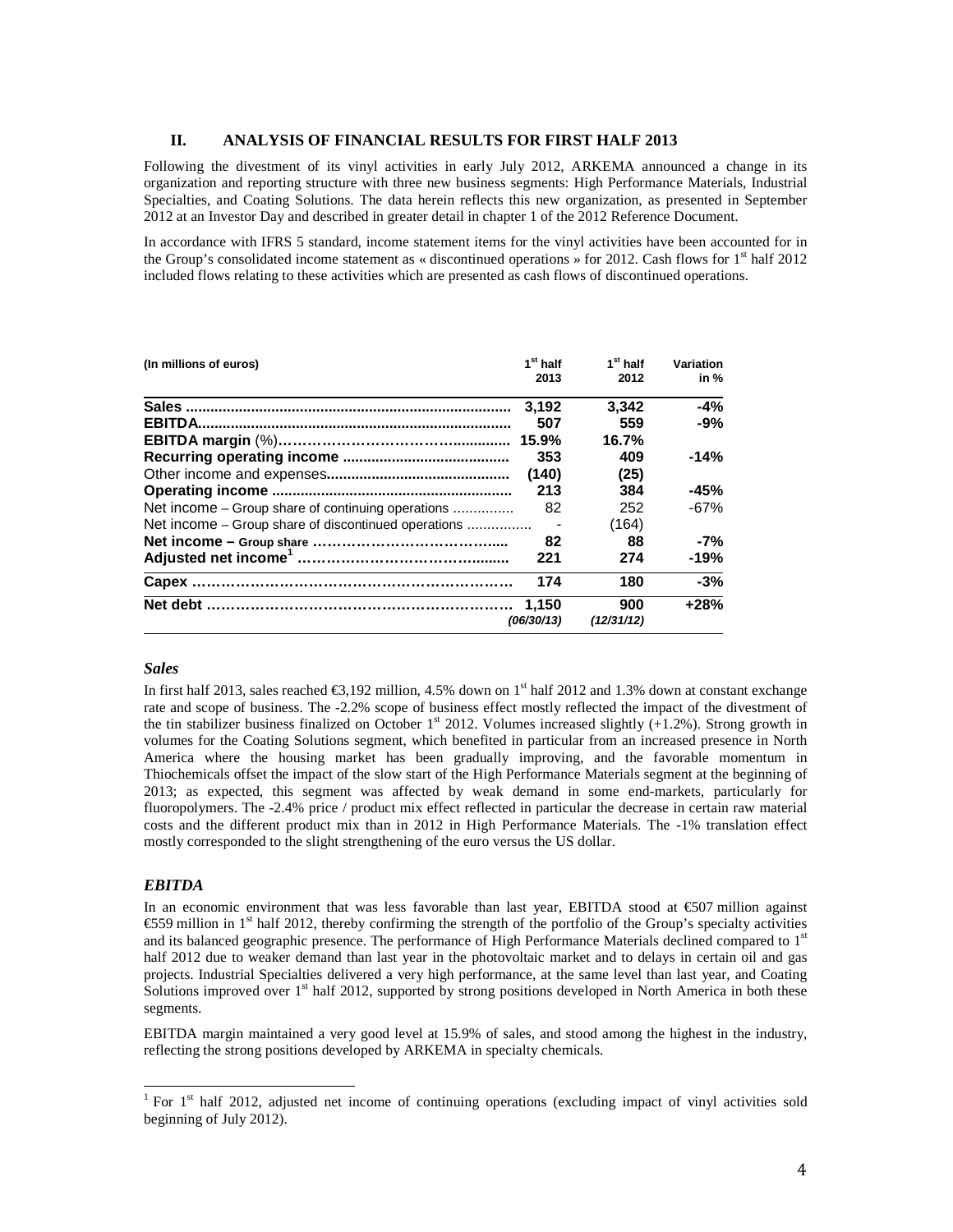## II. ANALYSIS OF FINANCIAL RESULTS FOR FIRST HALF 2013

Following the divestment of its vinyl activities in early July 2012, ARKEMA announced a change in its organization and reporting structure with three new business segments: High Performance Materials, Industrial Specialties, and Coating Solutions. The data herein reflects this new organization, as presented in September 2012 at an Investor Day and described in greater detail in chapter 1 of the 2012 Reference Document.

In accordance with IFRS 5 standard, income statement items for the vinyl activities have been accounted for in the Group's consolidated income statement as « discontinued operations » for 2012. Cash flows for 1st half 2012 included flows relating to these activities which are presented as cash flows of discontinued operations.

| (In millions of euros) | 1st half 2013 | 1st half 2012 | Variation in % |
|---|---|---|---|
| **Sales** | **3,192** | **3,342** | **-4%** |
| **EBITDA** | **507** | **559** | **-9%** |
| **EBITDA margin** (%) | **15.9%** | **16.7%** | |
| **Recurring operating income** | **353** | **409** | **-14%** |
| Other income and expenses | **(140)** | **(25)** | |
| **Operating income** | **213** | **384** | **-45%** |
| Net income – Group share of continuing operations | 82 | 252 | -67% |
| Net income – Group share of discontinued operations | - | (164) | |
| **Net income – Group share** | **82** | **88** | **-7%** |
| **Adjusted net income[1]** | **221** | **274** | **-19%** |
| **Capex** | **174** | **180** | **-3%** |
| **Net debt** | **1,150** *(06/30/13)* | **900** *(12/31/12)* | **+28%** |

### *Sales*

In first half 2013, sales reached €3,192 million, 4.5% down on 1st half 2012 and 1.3% down at constant exchange rate and scope of business. The -2.2% scope of business effect mostly reflected the impact of the divestment of the tin stabilizer business finalized on October 1st 2012. Volumes increased slightly (+1.2%). Strong growth in volumes for the Coating Solutions segment, which benefited in particular from an increased presence in North America where the housing market has been gradually improving, and the favorable momentum in Thiochemicals offset the impact of the slow start of the High Performance Materials segment at the beginning of 2013; as expected, this segment was affected by weak demand in some end-markets, particularly for fluoropolymers. The -2.4% price / product mix effect reflected in particular the decrease in certain raw material costs and the different product mix than in 2012 in High Performance Materials. The -1% translation effect mostly corresponded to the slight strengthening of the euro versus the US dollar.

### *EBITDA*

In an economic environment that was less favorable than last year, EBITDA stood at €507 million against €559 million in 1st half 2012, thereby confirming the strength of the portfolio of the Group's specialty activities and its balanced geographic presence. The performance of High Performance Materials declined compared to 1st half 2012 due to weaker demand than last year in the photovoltaic market and to delays in certain oil and gas projects. Industrial Specialties delivered a very high performance, at the same level than last year, and Coating Solutions improved over 1st half 2012, supported by strong positions developed in North America in both these segments.

EBITDA margin maintained a very good level at 15.9% of sales, and stood among the highest in the industry, reflecting the strong positions developed by ARKEMA in specialty chemicals.

[1] For 1st half 2012, adjusted net income of continuing operations (excluding impact of vinyl activities sold beginning of July 2012).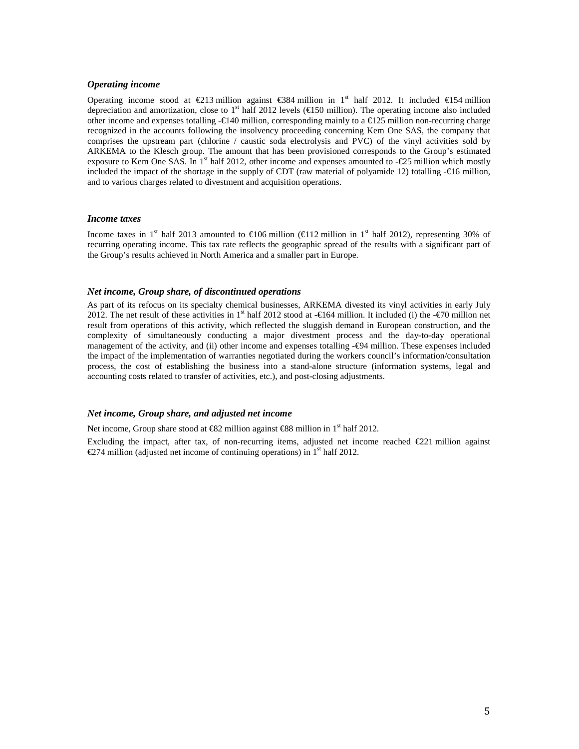### *Operating income*

Operating income stood at €213 million against €384 million in 1st half 2012. It included €154 million depreciation and amortization, close to 1st half 2012 levels (€150 million). The operating income also included other income and expenses totalling -€140 million, corresponding mainly to a €125 million non-recurring charge recognized in the accounts following the insolvency proceeding concerning Kem One SAS, the company that comprises the upstream part (chlorine / caustic soda electrolysis and PVC) of the vinyl activities sold by ARKEMA to the Klesch group. The amount that has been provisioned corresponds to the Group's estimated exposure to Kem One SAS. In 1st half 2012, other income and expenses amounted to -€25 million which mostly included the impact of the shortage in the supply of CDT (raw material of polyamide 12) totalling -€16 million, and to various charges related to divestment and acquisition operations.

### *Income taxes*

Income taxes in 1st half 2013 amounted to €106 million (€112 million in 1st half 2012), representing 30% of recurring operating income. This tax rate reflects the geographic spread of the results with a significant part of the Group's results achieved in North America and a smaller part in Europe.

### *Net income, Group share, of discontinued operations*

As part of its refocus on its specialty chemical businesses, ARKEMA divested its vinyl activities in early July 2012. The net result of these activities in 1st half 2012 stood at -€164 million. It included (i) the -€70 million net result from operations of this activity, which reflected the sluggish demand in European construction, and the complexity of simultaneously conducting a major divestment process and the day-to-day operational management of the activity, and (ii) other income and expenses totalling -€94 million. These expenses included the impact of the implementation of warranties negotiated during the workers council's information/consultation process, the cost of establishing the business into a stand-alone structure (information systems, legal and accounting costs related to transfer of activities, etc.), and post-closing adjustments.

### *Net income, Group share, and adjusted net income*

Net income, Group share stood at €82 million against €88 million in 1st half 2012.

Excluding the impact, after tax, of non-recurring items, adjusted net income reached €221 million against €274 million (adjusted net income of continuing operations) in 1st half 2012.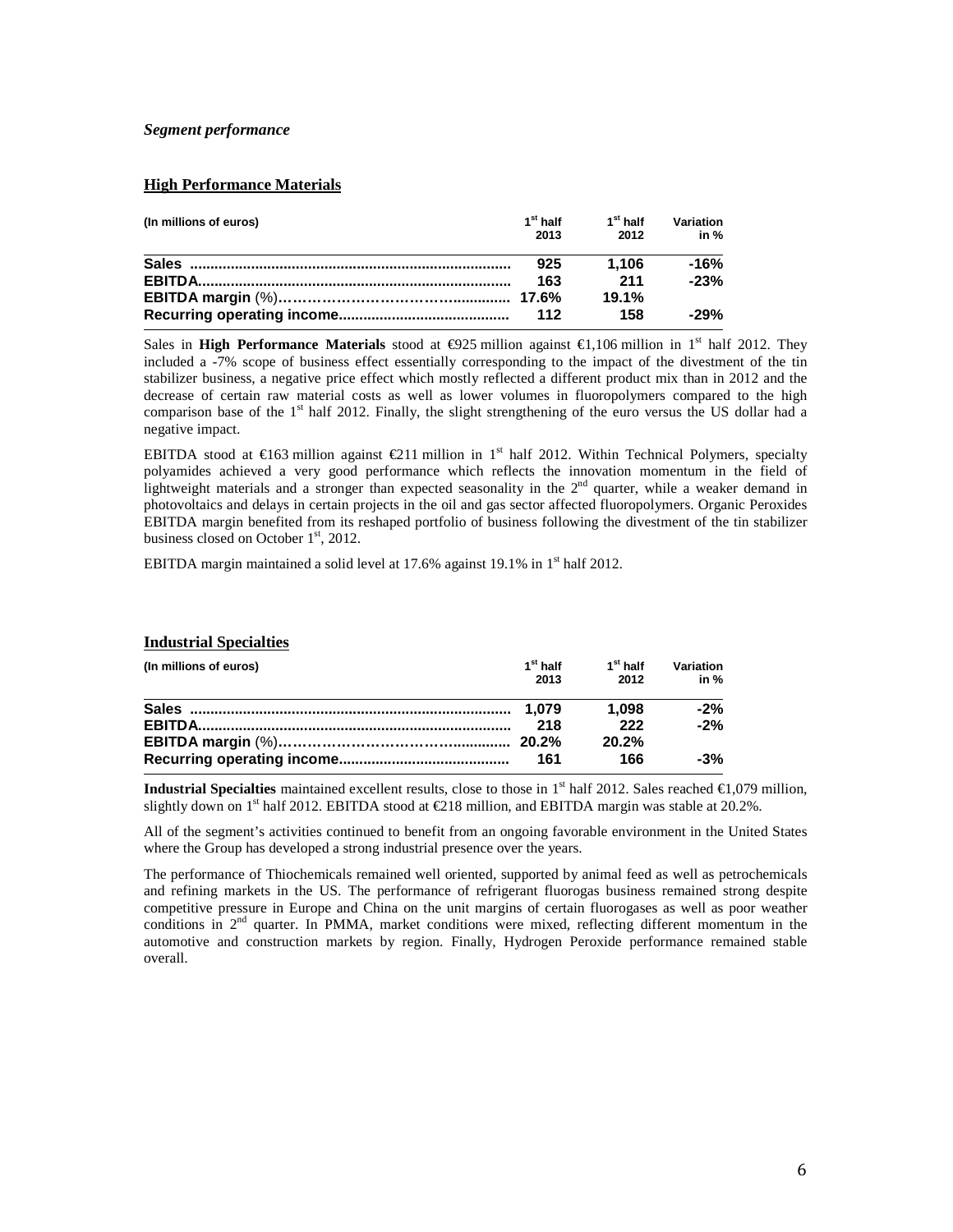*Segment performance*

## High Performance Materials

| (In millions of euros) | 1st half 2013 | 1st half 2012 | Variation in % |
|---|---|---|---|
| **Sales** | **925** | **1,106** | **-16%** |
| **EBITDA** | **163** | **211** | **-23%** |
| **EBITDA margin** (%) | **17.6%** | **19.1%** | |
| **Recurring operating income** | **112** | **158** | **-29%** |

Sales in **High Performance Materials** stood at €925 million against €1,106 million in 1st half 2012. They included a -7% scope of business effect essentially corresponding to the impact of the divestment of the tin stabilizer business, a negative price effect which mostly reflected a different product mix than in 2012 and the decrease of certain raw material costs as well as lower volumes in fluoropolymers compared to the high comparison base of the 1st half 2012. Finally, the slight strengthening of the euro versus the US dollar had a negative impact.

EBITDA stood at €163 million against €211 million in 1st half 2012. Within Technical Polymers, specialty polyamides achieved a very good performance which reflects the innovation momentum in the field of lightweight materials and a stronger than expected seasonality in the 2nd quarter, while a weaker demand in photovoltaics and delays in certain projects in the oil and gas sector affected fluoropolymers. Organic Peroxides EBITDA margin benefited from its reshaped portfolio of business following the divestment of the tin stabilizer business closed on October 1st, 2012.

EBITDA margin maintained a solid level at 17.6% against 19.1% in 1st half 2012.

## Industrial Specialties

| (In millions of euros) | 1st half 2013 | 1st half 2012 | Variation in % |
|---|---|---|---|
| **Sales** | **1,079** | **1,098** | **-2%** |
| **EBITDA** | **218** | **222** | **-2%** |
| **EBITDA margin** (%) | **20.2%** | **20.2%** | |
| **Recurring operating income** | **161** | **166** | **-3%** |

**Industrial Specialties** maintained excellent results, close to those in 1st half 2012. Sales reached €1,079 million, slightly down on 1st half 2012. EBITDA stood at €218 million, and EBITDA margin was stable at 20.2%.

All of the segment's activities continued to benefit from an ongoing favorable environment in the United States where the Group has developed a strong industrial presence over the years.

The performance of Thiochemicals remained well oriented, supported by animal feed as well as petrochemicals and refining markets in the US. The performance of refrigerant fluorogas business remained strong despite competitive pressure in Europe and China on the unit margins of certain fluorogases as well as poor weather conditions in 2nd quarter. In PMMA, market conditions were mixed, reflecting different momentum in the automotive and construction markets by region. Finally, Hydrogen Peroxide performance remained stable overall.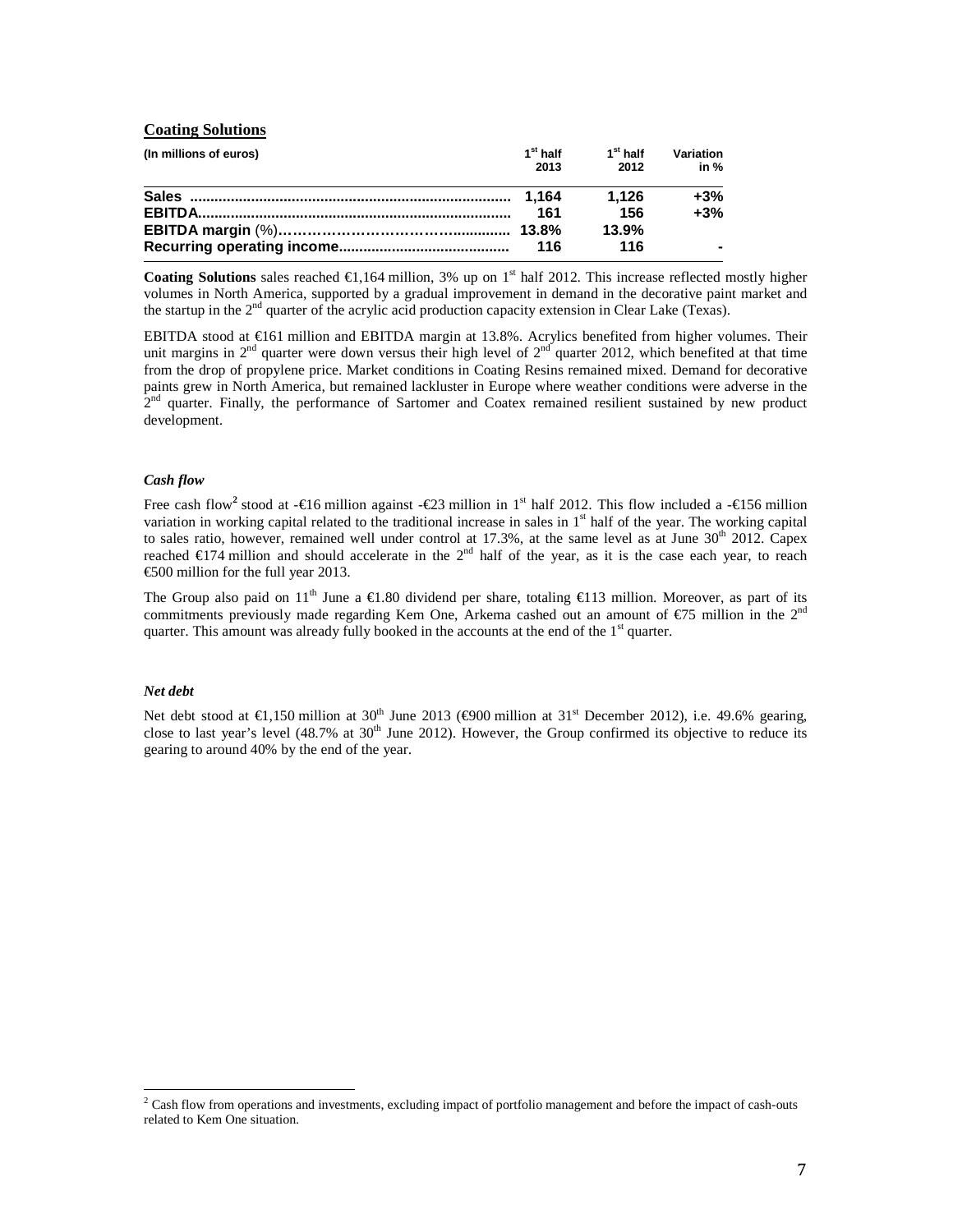## Coating Solutions

| (In millions of euros) | 1st half 2013 | 1st half 2012 | Variation in % |
|---|---|---|---|
| **Sales** | **1,164** | **1,126** | **+3%** |
| **EBITDA** | **161** | **156** | **+3%** |
| **EBITDA margin** (%) | **13.8%** | **13.9%** | |
| **Recurring operating income** | **116** | **116** | **-** |

**Coating Solutions** sales reached €1,164 million, 3% up on 1st half 2012. This increase reflected mostly higher volumes in North America, supported by a gradual improvement in demand in the decorative paint market and the startup in the 2nd quarter of the acrylic acid production capacity extension in Clear Lake (Texas).

EBITDA stood at €161 million and EBITDA margin at 13.8%. Acrylics benefited from higher volumes. Their unit margins in 2nd quarter were down versus their high level of 2nd quarter 2012, which benefited at that time from the drop of propylene price. Market conditions in Coating Resins remained mixed. Demand for decorative paints grew in North America, but remained lackluster in Europe where weather conditions were adverse in the 2nd quarter. Finally, the performance of Sartomer and Coatex remained resilient sustained by new product development.

### *Cash flow*

Free cash flow[2] stood at -€16 million against -€23 million in 1st half 2012. This flow included a -€156 million variation in working capital related to the traditional increase in sales in 1st half of the year. The working capital to sales ratio, however, remained well under control at 17.3%, at the same level as at June 30th 2012. Capex reached €174 million and should accelerate in the 2nd half of the year, as it is the case each year, to reach €500 million for the full year 2013.

The Group also paid on 11th June a €1.80 dividend per share, totaling €113 million. Moreover, as part of its commitments previously made regarding Kem One, Arkema cashed out an amount of €75 million in the 2nd quarter. This amount was already fully booked in the accounts at the end of the 1st quarter.

### *Net debt*

Net debt stood at €1,150 million at 30th June 2013 (€900 million at 31st December 2012), i.e. 49.6% gearing, close to last year's level (48.7% at 30th June 2012). However, the Group confirmed its objective to reduce its gearing to around 40% by the end of the year.

---

[2] Cash flow from operations and investments, excluding impact of portfolio management and before the impact of cash-outs related to Kem One situation.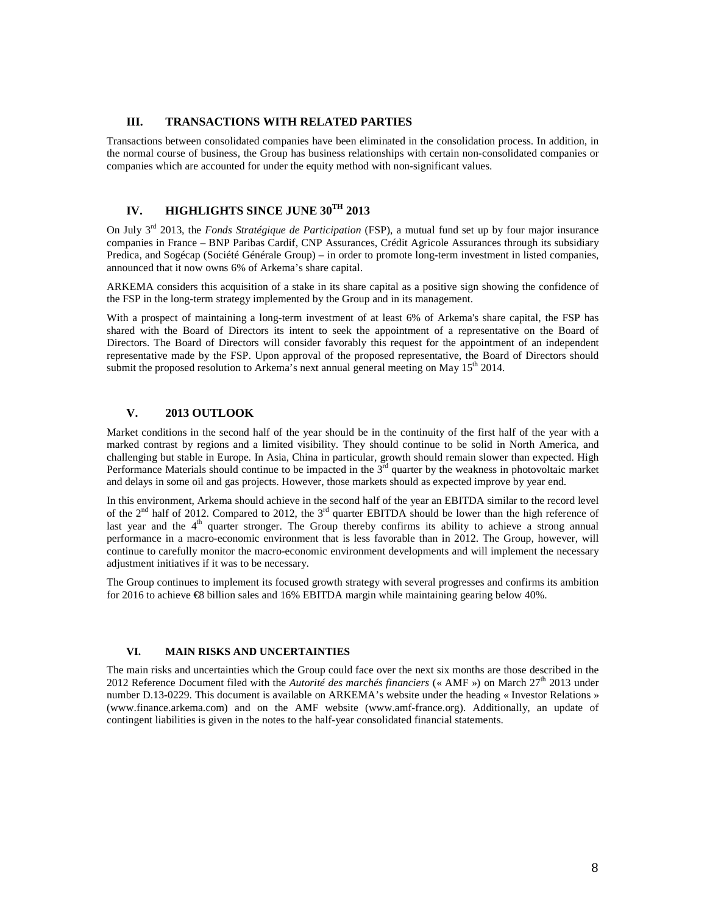## III. TRANSACTIONS WITH RELATED PARTIES

Transactions between consolidated companies have been eliminated in the consolidation process. In addition, in the normal course of business, the Group has business relationships with certain non-consolidated companies or companies which are accounted for under the equity method with non-significant values.

## IV. HIGHLIGHTS SINCE JUNE 30TH 2013

On July 3rd 2013, the *Fonds Stratégique de Participation* (FSP), a mutual fund set up by four major insurance companies in France – BNP Paribas Cardif, CNP Assurances, Crédit Agricole Assurances through its subsidiary Predica, and Sogécap (Société Générale Group) – in order to promote long-term investment in listed companies, announced that it now owns 6% of Arkema's share capital.

ARKEMA considers this acquisition of a stake in its share capital as a positive sign showing the confidence of the FSP in the long-term strategy implemented by the Group and in its management.

With a prospect of maintaining a long-term investment of at least 6% of Arkema's share capital, the FSP has shared with the Board of Directors its intent to seek the appointment of a representative on the Board of Directors. The Board of Directors will consider favorably this request for the appointment of an independent representative made by the FSP. Upon approval of the proposed representative, the Board of Directors should submit the proposed resolution to Arkema's next annual general meeting on May 15th 2014.

## V. 2013 OUTLOOK

Market conditions in the second half of the year should be in the continuity of the first half of the year with a marked contrast by regions and a limited visibility. They should continue to be solid in North America, and challenging but stable in Europe. In Asia, China in particular, growth should remain slower than expected. High Performance Materials should continue to be impacted in the 3rd quarter by the weakness in photovoltaic market and delays in some oil and gas projects. However, those markets should as expected improve by year end.

In this environment, Arkema should achieve in the second half of the year an EBITDA similar to the record level of the 2nd half of 2012. Compared to 2012, the 3rd quarter EBITDA should be lower than the high reference of last year and the 4th quarter stronger. The Group thereby confirms its ability to achieve a strong annual performance in a macro-economic environment that is less favorable than in 2012. The Group, however, will continue to carefully monitor the macro-economic environment developments and will implement the necessary adjustment initiatives if it was to be necessary.

The Group continues to implement its focused growth strategy with several progresses and confirms its ambition for 2016 to achieve €8 billion sales and 16% EBITDA margin while maintaining gearing below 40%.

## VI. MAIN RISKS AND UNCERTAINTIES

The main risks and uncertainties which the Group could face over the next six months are those described in the 2012 Reference Document filed with the *Autorité des marchés financiers* (« AMF ») on March 27th 2013 under number D.13-0229. This document is available on ARKEMA's website under the heading « Investor Relations » (www.finance.arkema.com) and on the AMF website (www.amf-france.org). Additionally, an update of contingent liabilities is given in the notes to the half-year consolidated financial statements.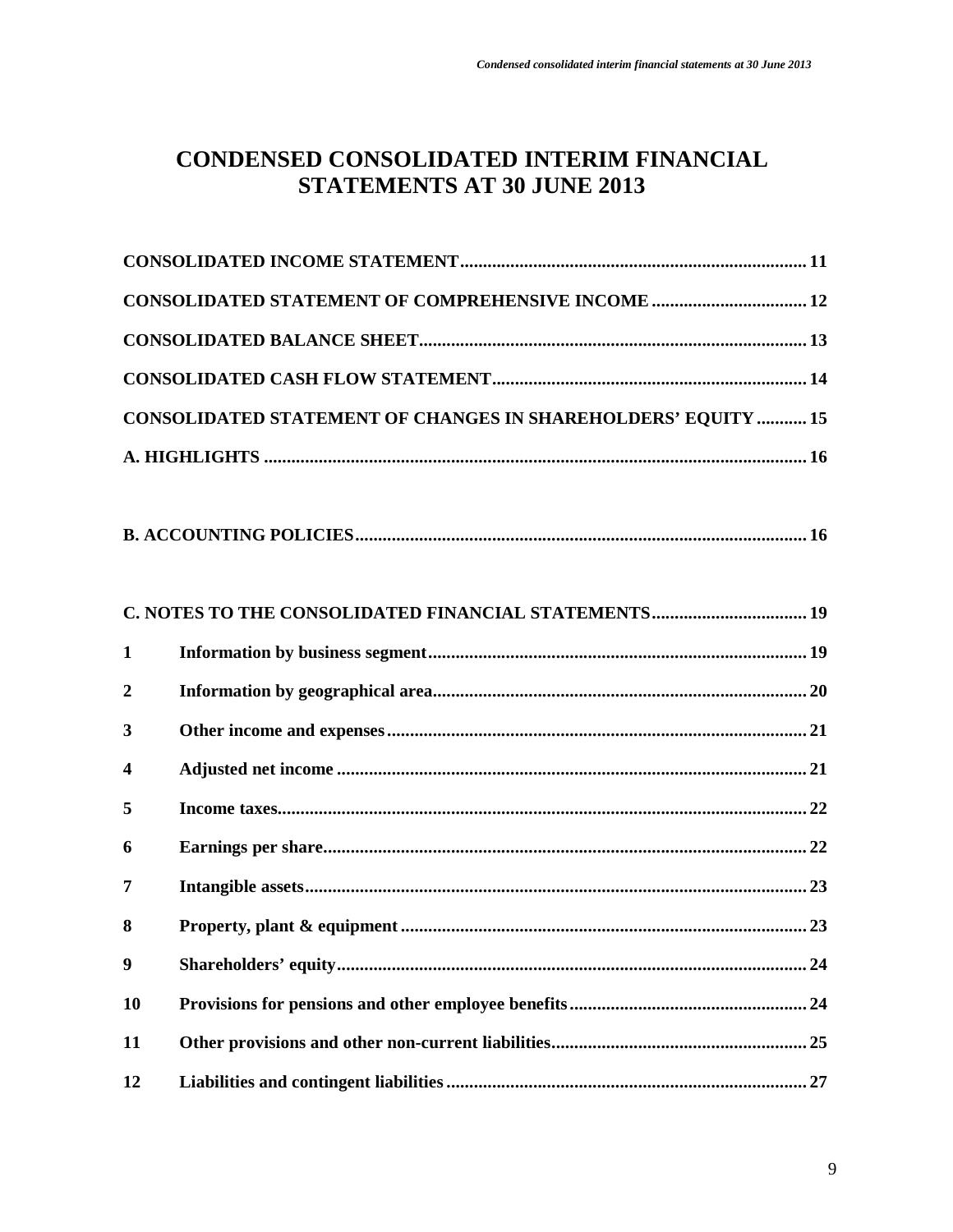# CONDENSED CONSOLIDATED INTERIM FINANCIAL STATEMENTS AT 30 JUNE 2013

**CONSOLIDATED INCOME STATEMENT** ........................................................................... 11

**CONSOLIDATED STATEMENT OF COMPREHENSIVE INCOME** .................................. 12

**CONSOLIDATED BALANCE SHEET** .................................................................................... 13

**CONSOLIDATED CASH FLOW STATEMENT** .................................................................... 14

**CONSOLIDATED STATEMENT OF CHANGES IN SHAREHOLDERS' EQUITY** ........... 15

**A. HIGHLIGHTS** ....................................................................................................................... 16

**B. ACCOUNTING POLICIES** .................................................................................................. 16

**C. NOTES TO THE CONSOLIDATED FINANCIAL STATEMENTS** .................................. 19

| | | |
|---|---|---|
| **1** | **Information by business segment** | **19** |
| **2** | **Information by geographical area** | **20** |
| **3** | **Other income and expenses** | **21** |
| **4** | **Adjusted net income** | **21** |
| **5** | **Income taxes** | **22** |
| **6** | **Earnings per share** | **22** |
| **7** | **Intangible assets** | **23** |
| **8** | **Property, plant & equipment** | **23** |
| **9** | **Shareholders' equity** | **24** |
| **10** | **Provisions for pensions and other employee benefits** | **24** |
| **11** | **Other provisions and other non-current liabilities** | **25** |
| **12** | **Liabilities and contingent liabilities** | **27** |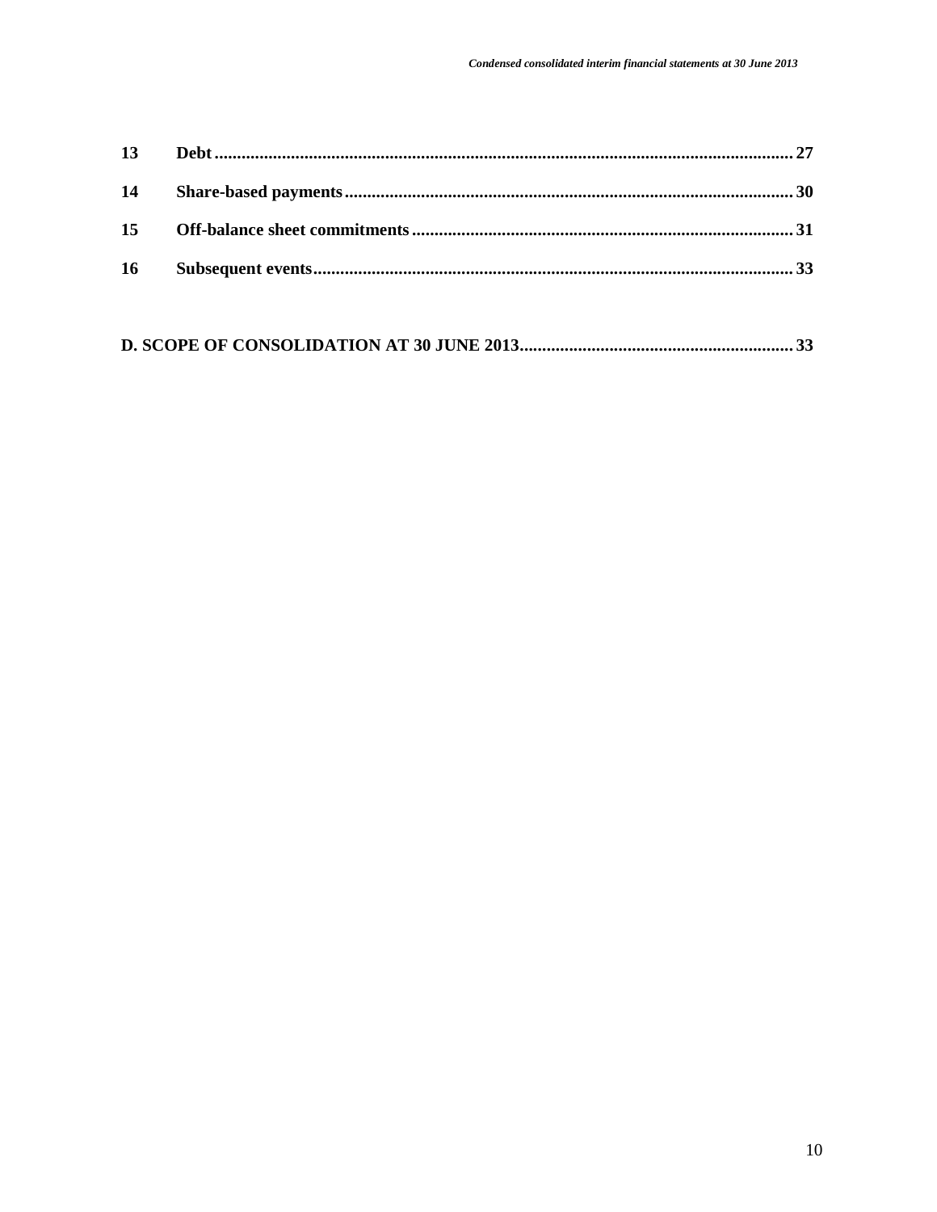**13 Debt** ............................................................ **27**

**14 Share-based payments** ............................................................ **30**

**15 Off-balance sheet commitments** ............................................................ **31**

**16 Subsequent events** ............................................................ **33**

**D. SCOPE OF CONSOLIDATION AT 30 JUNE 2013** ............................................................ **33**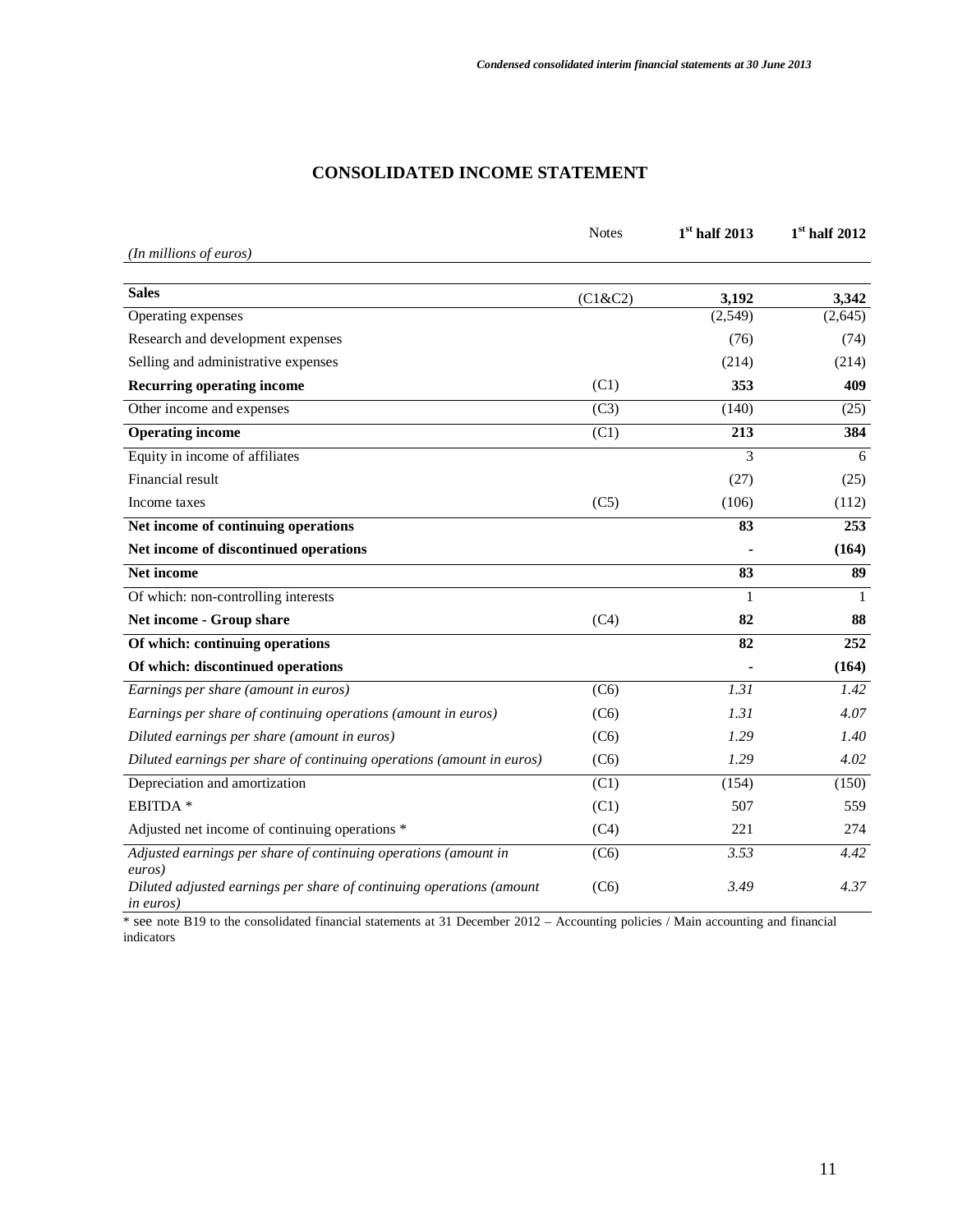# CONSOLIDATED INCOME STATEMENT

| *(In millions of euros)* | Notes | 1st half 2013 | 1st half 2012 |
|---|---|---|---|
| **Sales** | (C1&C2) | **3,192** | **3,342** |
| Operating expenses | | (2,549) | (2,645) |
| Research and development expenses | | (76) | (74) |
| Selling and administrative expenses | | (214) | (214) |
| **Recurring operating income** | (C1) | **353** | **409** |
| Other income and expenses | (C3) | (140) | (25) |
| **Operating income** | (C1) | **213** | **384** |
| Equity in income of affiliates | | 3 | 6 |
| Financial result | | (27) | (25) |
| Income taxes | (C5) | (106) | (112) |
| **Net income of continuing operations** | | **83** | **253** |
| **Net income of discontinued operations** | | **-** | **(164)** |
| **Net income** | | **83** | **89** |
| Of which: non-controlling interests | | 1 | 1 |
| **Net income - Group share** | (C4) | **82** | **88** |
| **Of which: continuing operations** | | **82** | **252** |
| **Of which: discontinued operations** | | **-** | **(164)** |
| *Earnings per share (amount in euros)* | (C6) | *1.31* | *1.42* |
| *Earnings per share of continuing operations (amount in euros)* | (C6) | *1.31* | *4.07* |
| *Diluted earnings per share (amount in euros)* | (C6) | *1.29* | *1.40* |
| *Diluted earnings per share of continuing operations (amount in euros)* | (C6) | *1.29* | *4.02* |
| Depreciation and amortization | (C1) | (154) | (150) |
| EBITDA * | (C1) | 507 | 559 |
| Adjusted net income of continuing operations * | (C4) | 221 | 274 |
| *Adjusted earnings per share of continuing operations (amount in euros)* | (C6) | *3.53* | *4.42* |
| *Diluted adjusted earnings per share of continuing operations (amount in euros)* | (C6) | *3.49* | *4.37* |

* see note B19 to the consolidated financial statements at 31 December 2012 – Accounting policies / Main accounting and financial indicators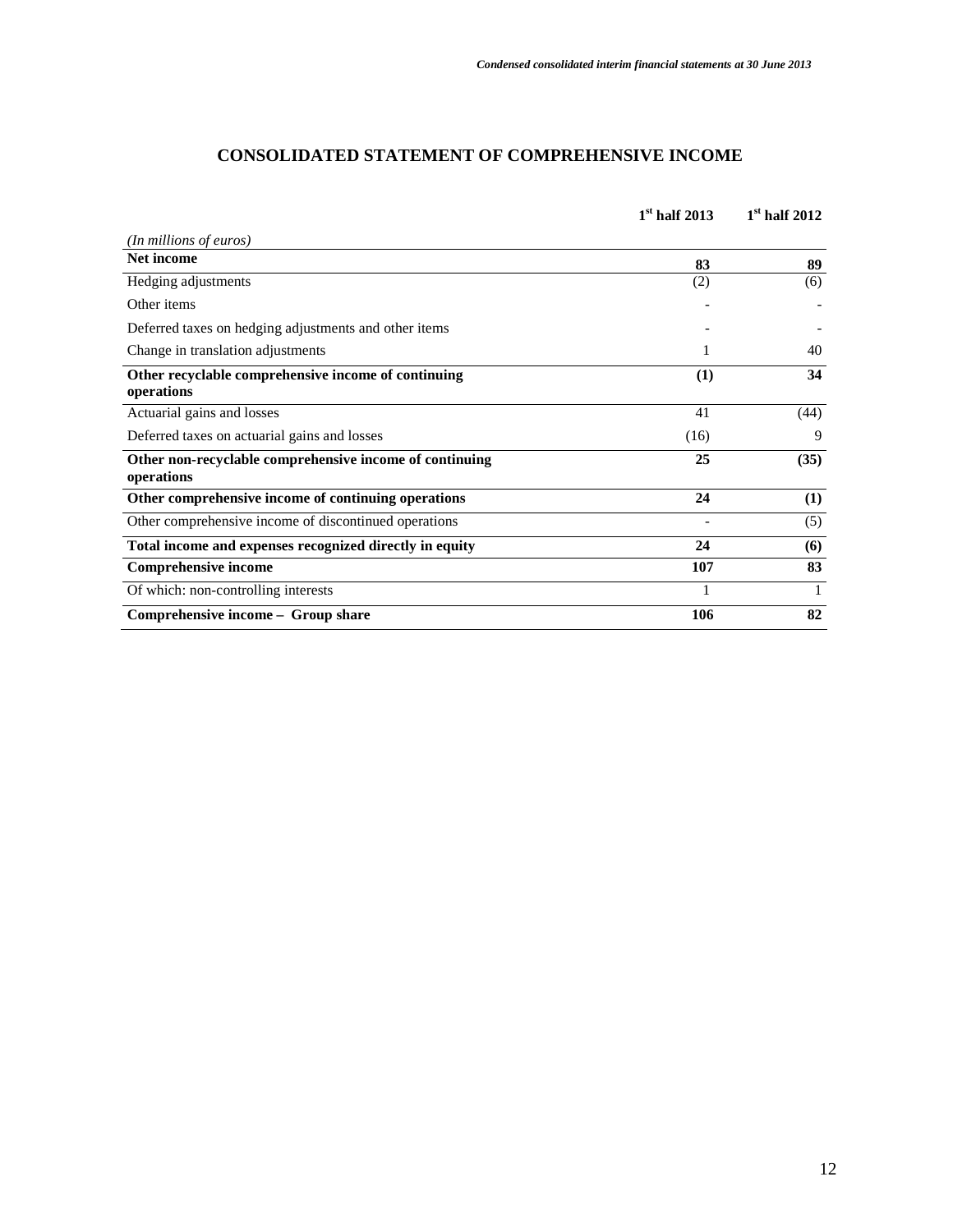# CONSOLIDATED STATEMENT OF COMPREHENSIVE INCOME

| *(In millions of euros)* | 1st half 2013 | 1st half 2012 |
|---|---|---|
| **Net income** | **83** | **89** |
| Hedging adjustments | (2) | (6) |
| Other items | - | - |
| Deferred taxes on hedging adjustments and other items | - | - |
| Change in translation adjustments | 1 | 40 |
| **Other recyclable comprehensive income of continuing operations** | **(1)** | **34** |
| Actuarial gains and losses | 41 | (44) |
| Deferred taxes on actuarial gains and losses | (16) | 9 |
| **Other non-recyclable comprehensive income of continuing operations** | **25** | **(35)** |
| **Other comprehensive income of continuing operations** | **24** | **(1)** |
| Other comprehensive income of discontinued operations | - | (5) |
| **Total income and expenses recognized directly in equity** | **24** | **(6)** |
| **Comprehensive income** | **107** | **83** |
| Of which: non-controlling interests | 1 | 1 |
| **Comprehensive income – Group share** | **106** | **82** |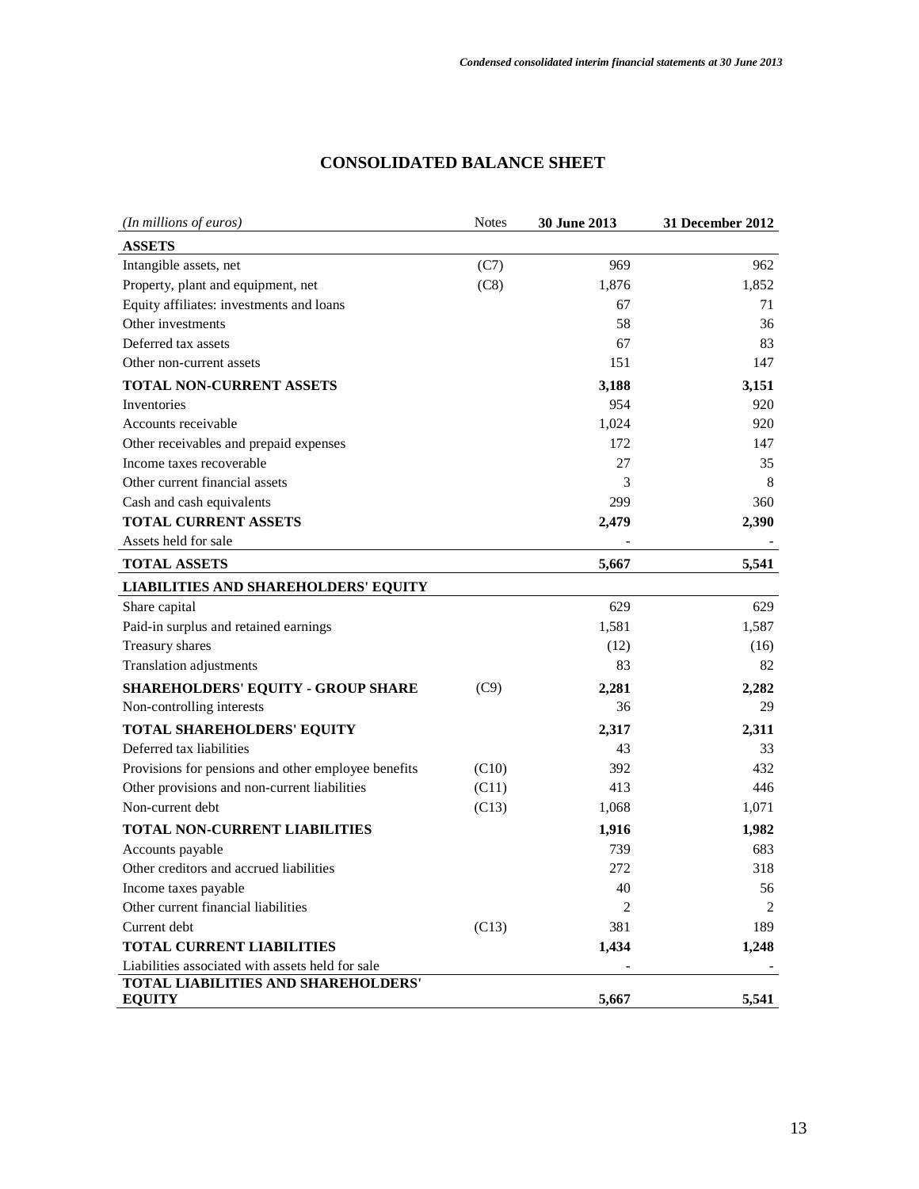# CONSOLIDATED BALANCE SHEET

| *(In millions of euros)* | Notes | 30 June 2013 | 31 December 2012 |
|---|---|---|---|
| **ASSETS** | | | |
| Intangible assets, net | (C7) | 969 | 962 |
| Property, plant and equipment, net | (C8) | 1,876 | 1,852 |
| Equity affiliates: investments and loans | | 67 | 71 |
| Other investments | | 58 | 36 |
| Deferred tax assets | | 67 | 83 |
| Other non-current assets | | 151 | 147 |
| **TOTAL NON-CURRENT ASSETS** | | **3,188** | **3,151** |
| Inventories | | 954 | 920 |
| Accounts receivable | | 1,024 | 920 |
| Other receivables and prepaid expenses | | 172 | 147 |
| Income taxes recoverable | | 27 | 35 |
| Other current financial assets | | 3 | 8 |
| Cash and cash equivalents | | 299 | 360 |
| **TOTAL CURRENT ASSETS** | | **2,479** | **2,390** |
| Assets held for sale | | - | - |
| **TOTAL ASSETS** | | **5,667** | **5,541** |
| **LIABILITIES AND SHAREHOLDERS' EQUITY** | | | |
| Share capital | | 629 | 629 |
| Paid-in surplus and retained earnings | | 1,581 | 1,587 |
| Treasury shares | | (12) | (16) |
| Translation adjustments | | 83 | 82 |
| **SHAREHOLDERS' EQUITY - GROUP SHARE** | (C9) | **2,281** | **2,282** |
| Non-controlling interests | | 36 | 29 |
| **TOTAL SHAREHOLDERS' EQUITY** | | **2,317** | **2,311** |
| Deferred tax liabilities | | 43 | 33 |
| Provisions for pensions and other employee benefits | (C10) | 392 | 432 |
| Other provisions and non-current liabilities | (C11) | 413 | 446 |
| Non-current debt | (C13) | 1,068 | 1,071 |
| **TOTAL NON-CURRENT LIABILITIES** | | **1,916** | **1,982** |
| Accounts payable | | 739 | 683 |
| Other creditors and accrued liabilities | | 272 | 318 |
| Income taxes payable | | 40 | 56 |
| Other current financial liabilities | | 2 | 2 |
| Current debt | (C13) | 381 | 189 |
| **TOTAL CURRENT LIABILITIES** | | **1,434** | **1,248** |
| Liabilities associated with assets held for sale | | - | - |
| **TOTAL LIABILITIES AND SHAREHOLDERS' EQUITY** | | **5,667** | **5,541** |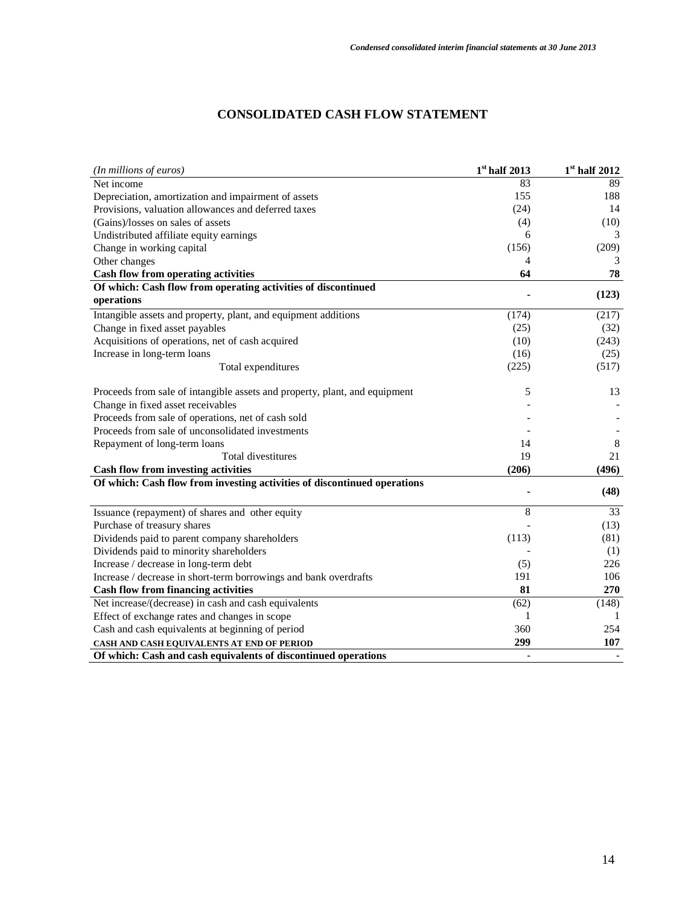# CONSOLIDATED CASH FLOW STATEMENT

| *(In millions of euros)* | 1st half 2013 | 1st half 2012 |
|---|---|---|
| Net income | 83 | 89 |
| Depreciation, amortization and impairment of assets | 155 | 188 |
| Provisions, valuation allowances and deferred taxes | (24) | 14 |
| (Gains)/losses on sales of assets | (4) | (10) |
| Undistributed affiliate equity earnings | 6 | 3 |
| Change in working capital | (156) | (209) |
| Other changes | 4 | 3 |
| **Cash flow from operating activities** | **64** | **78** |
| **Of which: Cash flow from operating activities of discontinued operations** | **-** | **(123)** |
| Intangible assets and property, plant, and equipment additions | (174) | (217) |
| Change in fixed asset payables | (25) | (32) |
| Acquisitions of operations, net of cash acquired | (10) | (243) |
| Increase in long-term loans | (16) | (25) |
| Total expenditures | (225) | (517) |
| Proceeds from sale of intangible assets and property, plant, and equipment | 5 | 13 |
| Change in fixed asset receivables | - | - |
| Proceeds from sale of operations, net of cash sold | - | - |
| Proceeds from sale of unconsolidated investments | - | - |
| Repayment of long-term loans | 14 | 8 |
| Total divestitures | 19 | 21 |
| **Cash flow from investing activities** | **(206)** | **(496)** |
| **Of which: Cash flow from investing activities of discontinued operations** | **-** | **(48)** |
| Issuance (repayment) of shares and other equity | 8 | 33 |
| Purchase of treasury shares | - | (13) |
| Dividends paid to parent company shareholders | (113) | (81) |
| Dividends paid to minority shareholders | - | (1) |
| Increase / decrease in long-term debt | (5) | 226 |
| Increase / decrease in short-term borrowings and bank overdrafts | 191 | 106 |
| **Cash flow from financing activities** | **81** | **270** |
| Net increase/(decrease) in cash and cash equivalents | (62) | (148) |
| Effect of exchange rates and changes in scope | 1 | 1 |
| Cash and cash equivalents at beginning of period | 360 | 254 |
| **CASH AND CASH EQUIVALENTS AT END OF PERIOD** | **299** | **107** |
| **Of which: Cash and cash equivalents of discontinued operations** | **-** | **-** |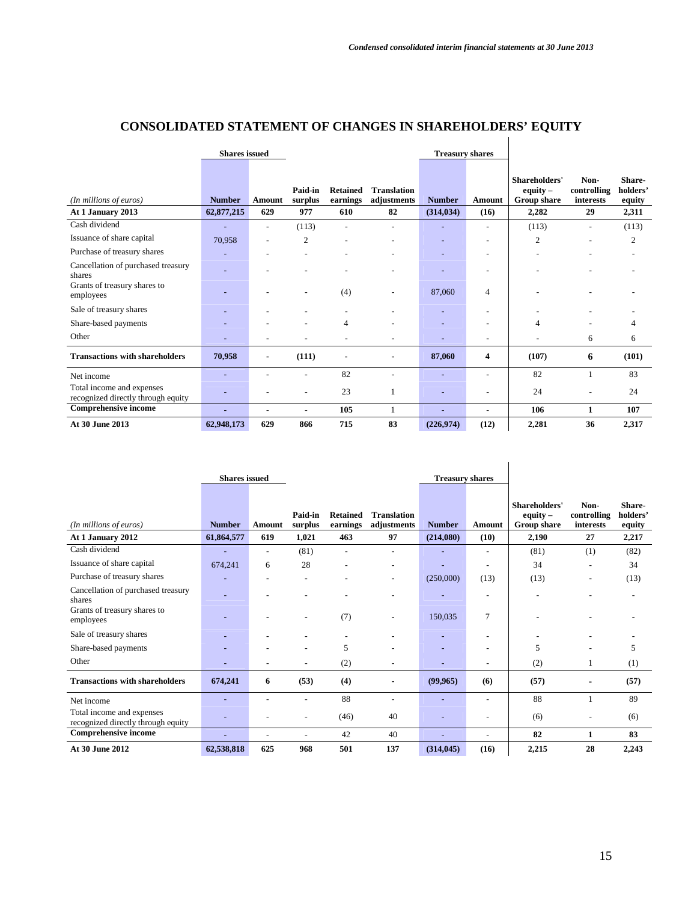# CONSOLIDATED STATEMENT OF CHANGES IN SHAREHOLDERS' EQUITY

| | Shares issued | | | | | Treasury shares | | | | |
|---|---|---|---|---|---|---|---|---|---|---|
| *(In millions of euros)* | **Number** | **Amount** | **Paid-in surplus** | **Retained earnings** | **Translation adjustments** | **Number** | **Amount** | **Shareholders' equity – Group share** | **Non-controlling interests** | **Share-holders' equity** |
| **At 1 January 2013** | **62,877,215** | **629** | **977** | **610** | **82** | **(314,034)** | **(16)** | **2,282** | **29** | **2,311** |
| Cash dividend | - | - | (113) | - | - | - | - | (113) | - | (113) |
| Issuance of share capital | 70,958 | - | 2 | - | - | - | - | 2 | - | 2 |
| Purchase of treasury shares | - | - | - | - | - | - | - | - | - | - |
| Cancellation of purchased treasury shares | - | - | - | - | - | - | - | - | - | - |
| Grants of treasury shares to employees | - | - | - | (4) | - | 87,060 | 4 | - | - | - |
| Sale of treasury shares | - | - | - | - | - | - | - | - | - | - |
| Share-based payments | - | - | - | 4 | - | - | - | 4 | - | 4 |
| Other | - | - | - | - | - | - | - | - | 6 | 6 |
| **Transactions with shareholders** | **70,958** | **-** | **(111)** | **-** | **-** | **87,060** | **4** | **(107)** | **6** | **(101)** |
| Net income | - | - | - | 82 | - | - | - | 82 | 1 | 83 |
| Total income and expenses recognized directly through equity | - | - | - | 23 | 1 | - | - | 24 | - | 24 |
| **Comprehensive income** | **-** | - | - | **105** | 1 | - | - | **106** | **1** | **107** |
| **At 30 June 2013** | **62,948,173** | **629** | **866** | **715** | **83** | **(226,974)** | **(12)** | **2,281** | **36** | **2,317** |

| | Shares issued | | | | | Treasury shares | | | | |
|---|---|---|---|---|---|---|---|---|---|---|
| *(In millions of euros)* | **Number** | **Amount** | **Paid-in surplus** | **Retained earnings** | **Translation adjustments** | **Number** | **Amount** | **Shareholders' equity – Group share** | **Non-controlling interests** | **Share-holders' equity** |
| **At 1 January 2012** | **61,864,577** | **619** | **1,021** | **463** | **97** | **(214,080)** | **(10)** | **2,190** | **27** | **2,217** |
| Cash dividend | - | - | (81) | - | - | - | - | (81) | (1) | (82) |
| Issuance of share capital | 674,241 | 6 | 28 | - | - | - | - | 34 | - | 34 |
| Purchase of treasury shares | - | - | - | - | - | (250,000) | (13) | (13) | - | (13) |
| Cancellation of purchased treasury shares | - | - | - | - | - | - | - | - | - | - |
| Grants of treasury shares to employees | - | - | - | (7) | - | 150,035 | 7 | - | - | - |
| Sale of treasury shares | - | - | - | - | - | - | - | - | - | - |
| Share-based payments | - | - | - | 5 | - | - | - | 5 | - | 5 |
| Other | - | - | - | (2) | - | - | - | (2) | 1 | (1) |
| **Transactions with shareholders** | **674,241** | **6** | **(53)** | **(4)** | **-** | **(99,965)** | **(6)** | **(57)** | **-** | **(57)** |
| Net income | - | - | - | 88 | - | - | - | 88 | 1 | 89 |
| Total income and expenses recognized directly through equity | - | - | - | (46) | 40 | - | - | (6) | - | (6) |
| **Comprehensive income** | **-** | - | - | 42 | 40 | - | - | **82** | **1** | **83** |
| **At 30 June 2012** | **62,538,818** | **625** | **968** | **501** | **137** | **(314,045)** | **(16)** | **2,215** | **28** | **2,243** |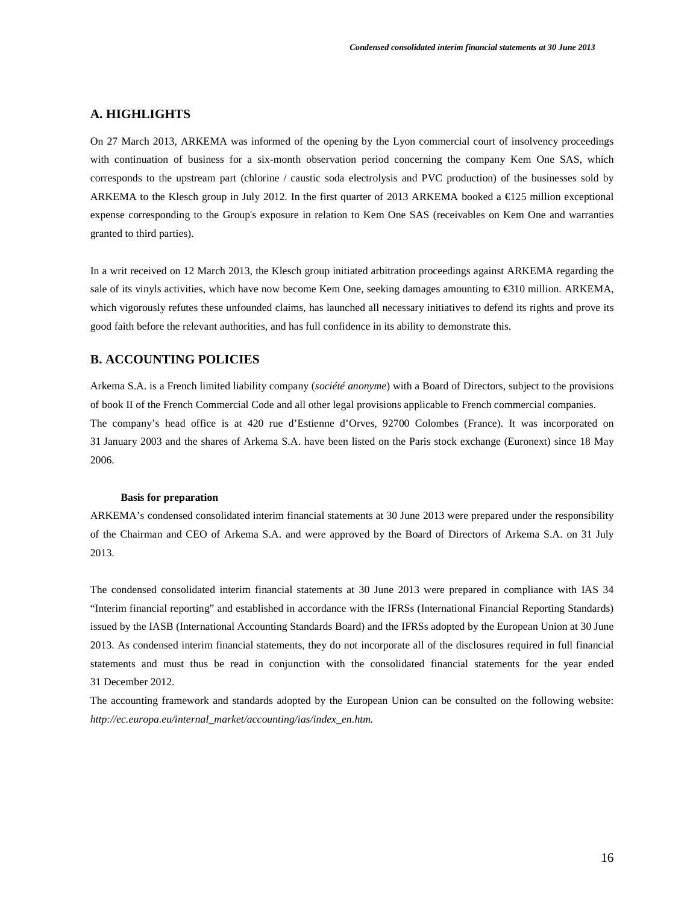## A. HIGHLIGHTS

On 27 March 2013, ARKEMA was informed of the opening by the Lyon commercial court of insolvency proceedings with continuation of business for a six-month observation period concerning the company Kem One SAS, which corresponds to the upstream part (chlorine / caustic soda electrolysis and PVC production) of the businesses sold by ARKEMA to the Klesch group in July 2012. In the first quarter of 2013 ARKEMA booked a €125 million exceptional expense corresponding to the Group's exposure in relation to Kem One SAS (receivables on Kem One and warranties granted to third parties).

In a writ received on 12 March 2013, the Klesch group initiated arbitration proceedings against ARKEMA regarding the sale of its vinyls activities, which have now become Kem One, seeking damages amounting to €310 million. ARKEMA, which vigorously refutes these unfounded claims, has launched all necessary initiatives to defend its rights and prove its good faith before the relevant authorities, and has full confidence in its ability to demonstrate this.

## B. ACCOUNTING POLICIES

Arkema S.A. is a French limited liability company (*société anonyme*) with a Board of Directors, subject to the provisions of book II of the French Commercial Code and all other legal provisions applicable to French commercial companies.
The company's head office is at 420 rue d'Estienne d'Orves, 92700 Colombes (France). It was incorporated on 31 January 2003 and the shares of Arkema S.A. have been listed on the Paris stock exchange (Euronext) since 18 May 2006.

**Basis for preparation**

ARKEMA's condensed consolidated interim financial statements at 30 June 2013 were prepared under the responsibility of the Chairman and CEO of Arkema S.A. and were approved by the Board of Directors of Arkema S.A. on 31 July 2013.

The condensed consolidated interim financial statements at 30 June 2013 were prepared in compliance with IAS 34 "Interim financial reporting" and established in accordance with the IFRSs (International Financial Reporting Standards) issued by the IASB (International Accounting Standards Board) and the IFRSs adopted by the European Union at 30 June 2013. As condensed interim financial statements, they do not incorporate all of the disclosures required in full financial statements and must thus be read in conjunction with the consolidated financial statements for the year ended 31 December 2012.
The accounting framework and standards adopted by the European Union can be consulted on the following website: *http://ec.europa.eu/internal_market/accounting/ias/index_en.htm.*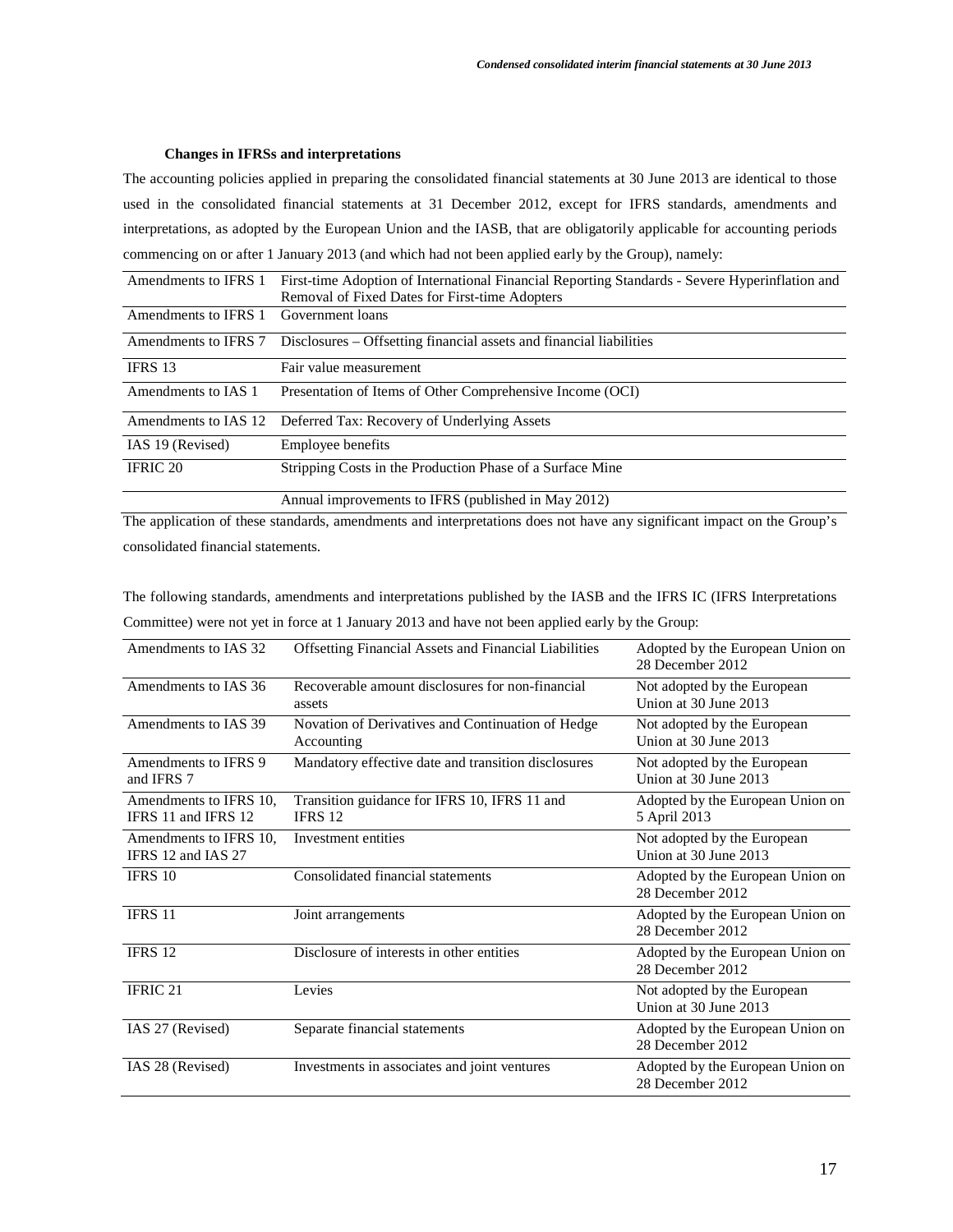**Changes in IFRSs and interpretations**

The accounting policies applied in preparing the consolidated financial statements at 30 June 2013 are identical to those used in the consolidated financial statements at 31 December 2012, except for IFRS standards, amendments and interpretations, as adopted by the European Union and the IASB, that are obligatorily applicable for accounting periods commencing on or after 1 January 2013 (and which had not been applied early by the Group), namely:

| | |
|---|---|
| Amendments to IFRS 1 | First-time Adoption of International Financial Reporting Standards - Severe Hyperinflation and Removal of Fixed Dates for First-time Adopters |
| Amendments to IFRS 1 | Government loans |
| Amendments to IFRS 7 | Disclosures – Offsetting financial assets and financial liabilities |
| IFRS 13 | Fair value measurement |
| Amendments to IAS 1 | Presentation of Items of Other Comprehensive Income (OCI) |
| Amendments to IAS 12 | Deferred Tax: Recovery of Underlying Assets |
| IAS 19 (Revised) | Employee benefits |
| IFRIC 20 | Stripping Costs in the Production Phase of a Surface Mine |
| | Annual improvements to IFRS (published in May 2012) |

The application of these standards, amendments and interpretations does not have any significant impact on the Group's consolidated financial statements.

The following standards, amendments and interpretations published by the IASB and the IFRS IC (IFRS Interpretations Committee) were not yet in force at 1 January 2013 and have not been applied early by the Group:

| | | |
|---|---|---|
| Amendments to IAS 32 | Offsetting Financial Assets and Financial Liabilities | Adopted by the European Union on 28 December 2012 |
| Amendments to IAS 36 | Recoverable amount disclosures for non-financial assets | Not adopted by the European Union at 30 June 2013 |
| Amendments to IAS 39 | Novation of Derivatives and Continuation of Hedge Accounting | Not adopted by the European Union at 30 June 2013 |
| Amendments to IFRS 9 and IFRS 7 | Mandatory effective date and transition disclosures | Not adopted by the European Union at 30 June 2013 |
| Amendments to IFRS 10, IFRS 11 and IFRS 12 | Transition guidance for IFRS 10, IFRS 11 and IFRS 12 | Adopted by the European Union on 5 April 2013 |
| Amendments to IFRS 10, IFRS 12 and IAS 27 | Investment entities | Not adopted by the European Union at 30 June 2013 |
| IFRS 10 | Consolidated financial statements | Adopted by the European Union on 28 December 2012 |
| IFRS 11 | Joint arrangements | Adopted by the European Union on 28 December 2012 |
| IFRS 12 | Disclosure of interests in other entities | Adopted by the European Union on 28 December 2012 |
| IFRIC 21 | Levies | Not adopted by the European Union at 30 June 2013 |
| IAS 27 (Revised) | Separate financial statements | Adopted by the European Union on 28 December 2012 |
| IAS 28 (Revised) | Investments in associates and joint ventures | Adopted by the European Union on 28 December 2012 |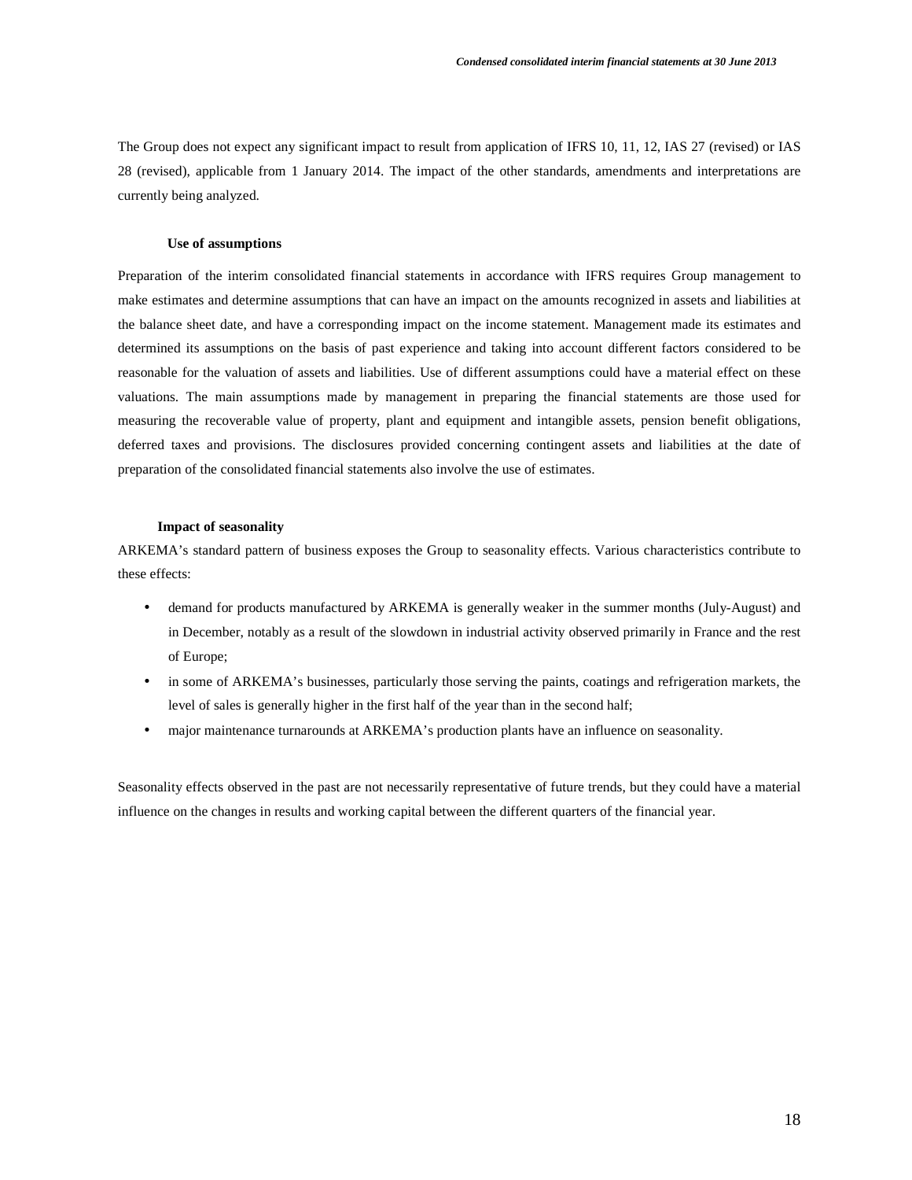The Group does not expect any significant impact to result from application of IFRS 10, 11, 12, IAS 27 (revised) or IAS 28 (revised), applicable from 1 January 2014. The impact of the other standards, amendments and interpretations are currently being analyzed.

**Use of assumptions**

Preparation of the interim consolidated financial statements in accordance with IFRS requires Group management to make estimates and determine assumptions that can have an impact on the amounts recognized in assets and liabilities at the balance sheet date, and have a corresponding impact on the income statement. Management made its estimates and determined its assumptions on the basis of past experience and taking into account different factors considered to be reasonable for the valuation of assets and liabilities. Use of different assumptions could have a material effect on these valuations. The main assumptions made by management in preparing the financial statements are those used for measuring the recoverable value of property, plant and equipment and intangible assets, pension benefit obligations, deferred taxes and provisions. The disclosures provided concerning contingent assets and liabilities at the date of preparation of the consolidated financial statements also involve the use of estimates.

**Impact of seasonality**

ARKEMA's standard pattern of business exposes the Group to seasonality effects. Various characteristics contribute to these effects:

- demand for products manufactured by ARKEMA is generally weaker in the summer months (July-August) and in December, notably as a result of the slowdown in industrial activity observed primarily in France and the rest of Europe;
- in some of ARKEMA's businesses, particularly those serving the paints, coatings and refrigeration markets, the level of sales is generally higher in the first half of the year than in the second half;
- major maintenance turnarounds at ARKEMA's production plants have an influence on seasonality.

Seasonality effects observed in the past are not necessarily representative of future trends, but they could have a material influence on the changes in results and working capital between the different quarters of the financial year.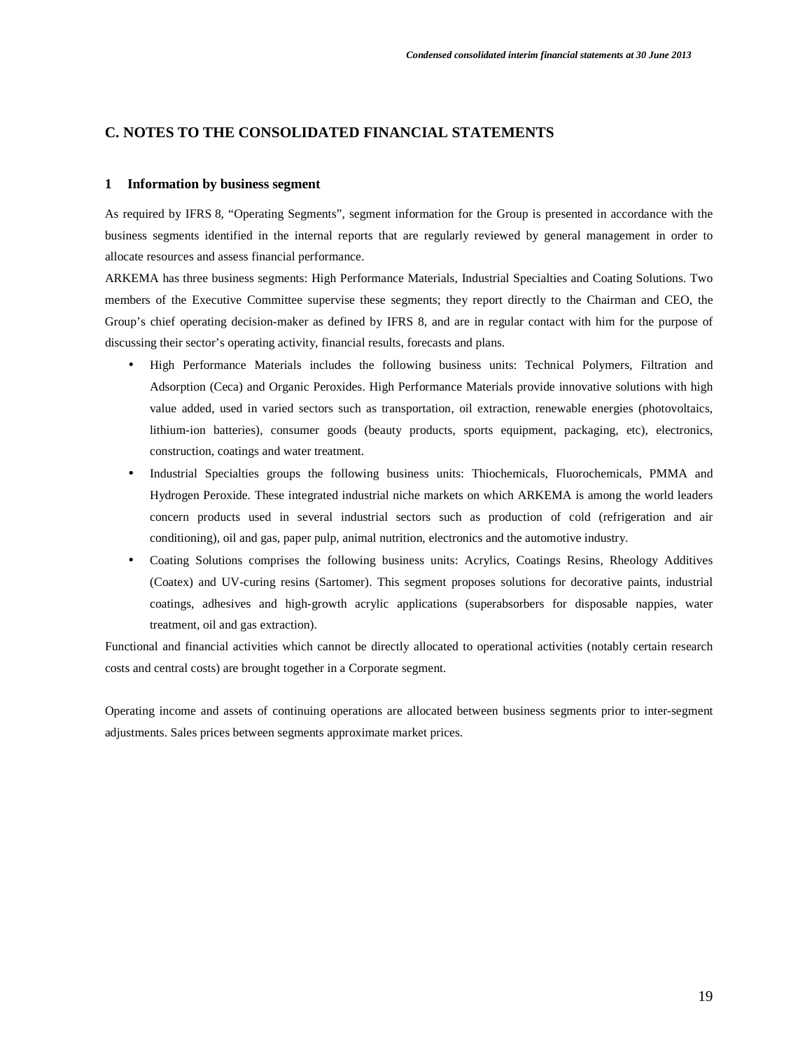## C. NOTES TO THE CONSOLIDATED FINANCIAL STATEMENTS

### 1 Information by business segment

As required by IFRS 8, "Operating Segments", segment information for the Group is presented in accordance with the business segments identified in the internal reports that are regularly reviewed by general management in order to allocate resources and assess financial performance.

ARKEMA has three business segments: High Performance Materials, Industrial Specialties and Coating Solutions. Two members of the Executive Committee supervise these segments; they report directly to the Chairman and CEO, the Group's chief operating decision-maker as defined by IFRS 8, and are in regular contact with him for the purpose of discussing their sector's operating activity, financial results, forecasts and plans.

- High Performance Materials includes the following business units: Technical Polymers, Filtration and Adsorption (Ceca) and Organic Peroxides. High Performance Materials provide innovative solutions with high value added, used in varied sectors such as transportation, oil extraction, renewable energies (photovoltaics, lithium-ion batteries), consumer goods (beauty products, sports equipment, packaging, etc), electronics, construction, coatings and water treatment.
- Industrial Specialties groups the following business units: Thiochemicals, Fluorochemicals, PMMA and Hydrogen Peroxide. These integrated industrial niche markets on which ARKEMA is among the world leaders concern products used in several industrial sectors such as production of cold (refrigeration and air conditioning), oil and gas, paper pulp, animal nutrition, electronics and the automotive industry.
- Coating Solutions comprises the following business units: Acrylics, Coatings Resins, Rheology Additives (Coatex) and UV-curing resins (Sartomer). This segment proposes solutions for decorative paints, industrial coatings, adhesives and high-growth acrylic applications (superabsorbers for disposable nappies, water treatment, oil and gas extraction).

Functional and financial activities which cannot be directly allocated to operational activities (notably certain research costs and central costs) are brought together in a Corporate segment.

Operating income and assets of continuing operations are allocated between business segments prior to inter-segment adjustments. Sales prices between segments approximate market prices.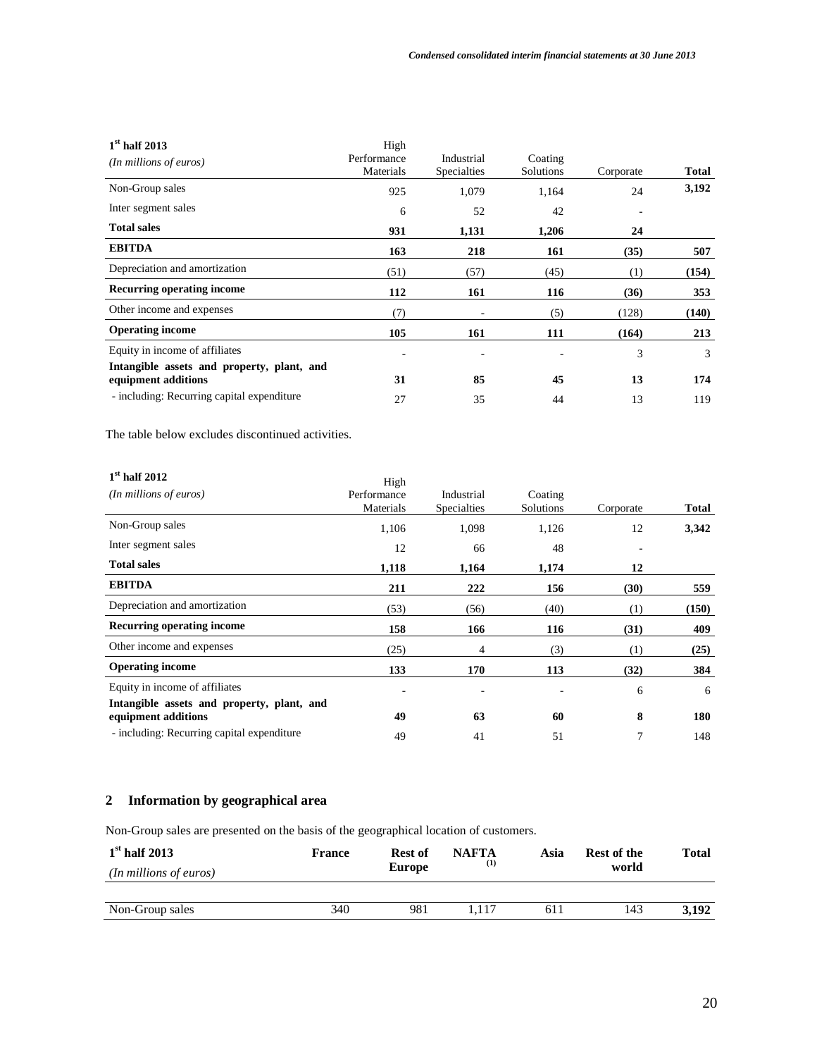| 1[st] half 2013 *(In millions of euros)* | High Performance Materials | Industrial Specialties | Coating Solutions | Corporate | Total |
|---|---|---|---|---|---|
| Non-Group sales | 925 | 1,079 | 1,164 | 24 | **3,192** |
| Inter segment sales | 6 | 52 | 42 | - | |
| **Total sales** | **931** | **1,131** | **1,206** | **24** | |
| **EBITDA** | **163** | **218** | **161** | **(35)** | **507** |
| Depreciation and amortization | (51) | (57) | (45) | (1) | **(154)** |
| **Recurring operating income** | **112** | **161** | **116** | **(36)** | **353** |
| Other income and expenses | (7) | - | (5) | (128) | **(140)** |
| **Operating income** | **105** | **161** | **111** | **(164)** | **213** |
| Equity in income of affiliates | - | - | - | 3 | 3 |
| **Intangible assets and property, plant, and equipment additions** | **31** | **85** | **45** | **13** | **174** |
| - including: Recurring capital expenditure | 27 | 35 | 44 | 13 | 119 |

The table below excludes discontinued activities.

| 1[st] half 2012 *(In millions of euros)* | High Performance Materials | Industrial Specialties | Coating Solutions | Corporate | Total |
|---|---|---|---|---|---|
| Non-Group sales | 1,106 | 1,098 | 1,126 | 12 | **3,342** |
| Inter segment sales | 12 | 66 | 48 | - | |
| **Total sales** | **1,118** | **1,164** | **1,174** | **12** | |
| **EBITDA** | **211** | **222** | **156** | **(30)** | **559** |
| Depreciation and amortization | (53) | (56) | (40) | (1) | **(150)** |
| **Recurring operating income** | **158** | **166** | **116** | **(31)** | **409** |
| Other income and expenses | (25) | 4 | (3) | (1) | **(25)** |
| **Operating income** | **133** | **170** | **113** | **(32)** | **384** |
| Equity in income of affiliates | - | - | - | 6 | 6 |
| **Intangible assets and property, plant, and equipment additions** | **49** | **63** | **60** | **8** | **180** |
| - including: Recurring capital expenditure | 49 | 41 | 51 | 7 | 148 |

## 2 Information by geographical area

Non-Group sales are presented on the basis of the geographical location of customers.

| 1[st] half 2013 *(In millions of euros)* | France | Rest of Europe | NAFTA [(1)] | Asia | Rest of the world | Total |
|---|---|---|---|---|---|---|
| Non-Group sales | 340 | 981 | 1,117 | 611 | 143 | **3,192** |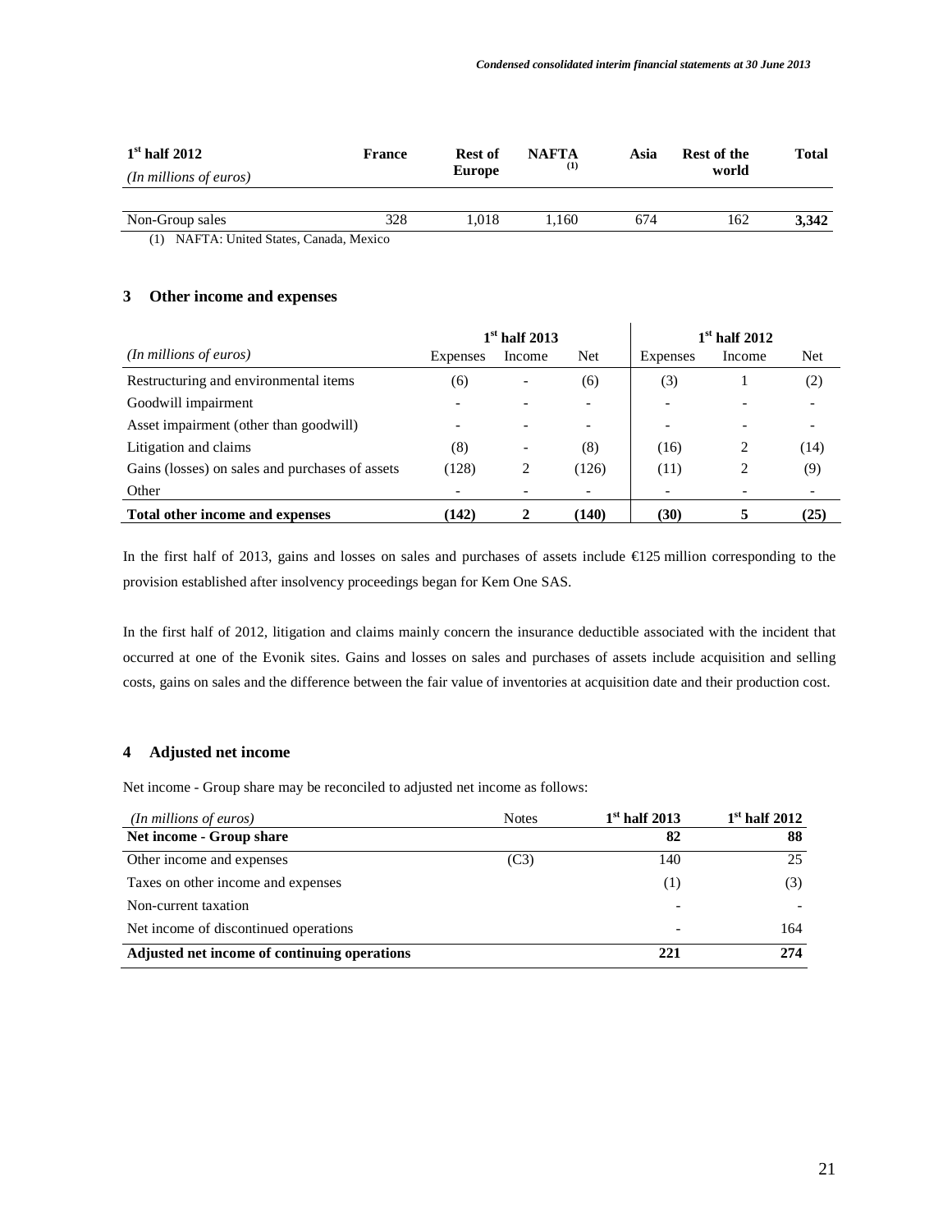| 1st half 2012 *(In millions of euros)* | France | Rest of Europe | NAFTA (1) | Asia | Rest of the world | Total |
|---|---|---|---|---|---|---|
| Non-Group sales | 328 | 1,018 | 1,160 | 674 | 162 | **3,342** |

(1) NAFTA: United States, Canada, Mexico

## 3 Other income and expenses

| | 1st half 2013 | | | 1st half 2012 | | |
|---|---|---|---|---|---|---|
| *(In millions of euros)* | Expenses | Income | Net | Expenses | Income | Net |
| Restructuring and environmental items | (6) | - | (6) | (3) | 1 | (2) |
| Goodwill impairment | - | - | - | - | - | - |
| Asset impairment (other than goodwill) | - | - | - | - | - | - |
| Litigation and claims | (8) | - | (8) | (16) | 2 | (14) |
| Gains (losses) on sales and purchases of assets | (128) | 2 | (126) | (11) | 2 | (9) |
| Other | - | - | - | - | - | - |
| **Total other income and expenses** | **(142)** | **2** | **(140)** | **(30)** | **5** | **(25)** |

In the first half of 2013, gains and losses on sales and purchases of assets include €125 million corresponding to the provision established after insolvency proceedings began for Kem One SAS.

In the first half of 2012, litigation and claims mainly concern the insurance deductible associated with the incident that occurred at one of the Evonik sites. Gains and losses on sales and purchases of assets include acquisition and selling costs, gains on sales and the difference between the fair value of inventories at acquisition date and their production cost.

## 4 Adjusted net income

Net income - Group share may be reconciled to adjusted net income as follows:

| *(In millions of euros)* | Notes | 1st half 2013 | 1st half 2012 |
|---|---|---|---|
| **Net income - Group share** | | **82** | **88** |
| Other income and expenses | (C3) | 140 | 25 |
| Taxes on other income and expenses | | (1) | (3) |
| Non-current taxation | | - | - |
| Net income of discontinued operations | | - | 164 |
| **Adjusted net income of continuing operations** | | **221** | **274** |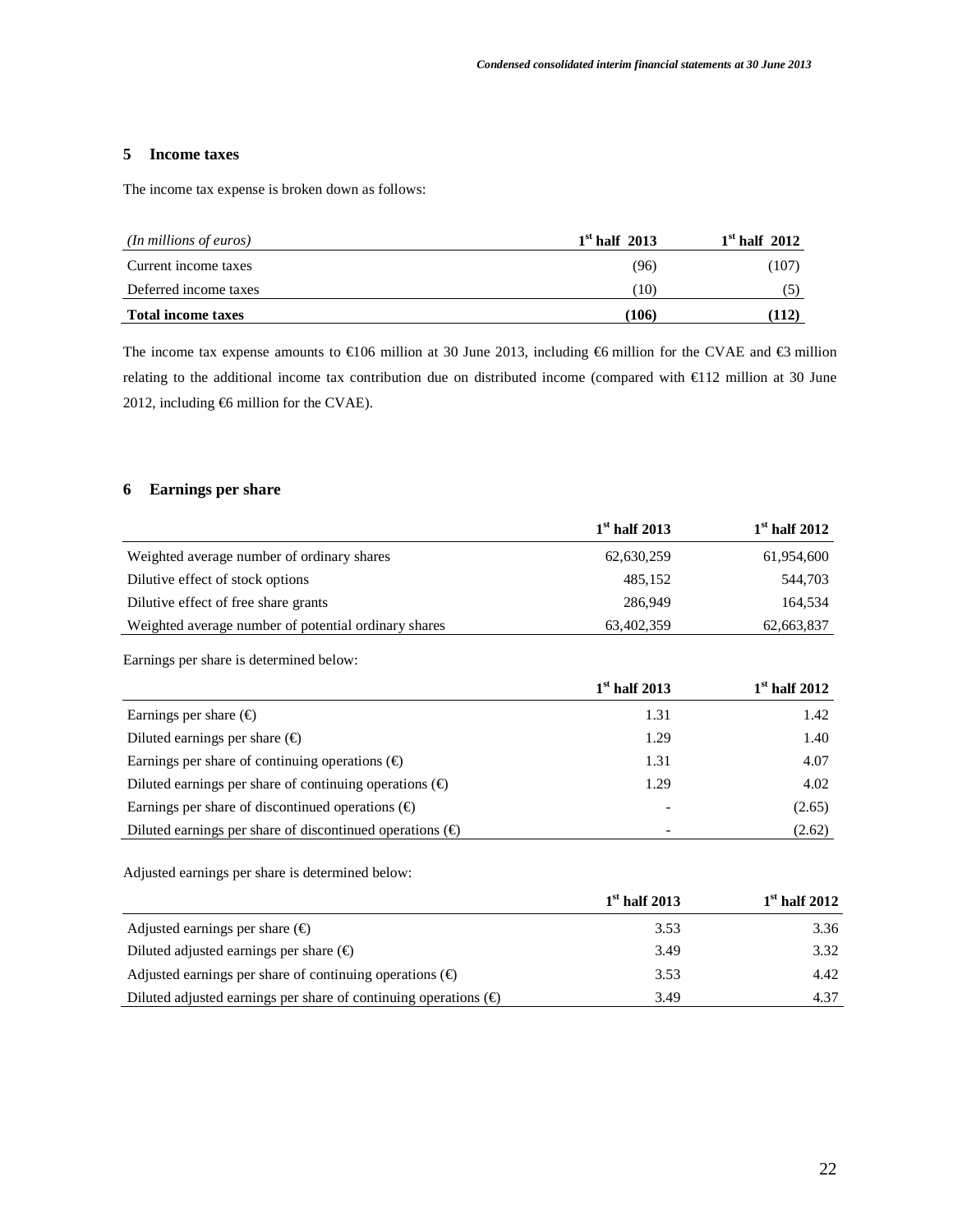## 5 Income taxes

The income tax expense is broken down as follows:

| *(In millions of euros)* | 1st half 2013 | 1st half 2012 |
|---|---|---|
| Current income taxes | (96) | (107) |
| Deferred income taxes | (10) | (5) |
| **Total income taxes** | **(106)** | **(112)** |

The income tax expense amounts to €106 million at 30 June 2013, including €6 million for the CVAE and €3 million relating to the additional income tax contribution due on distributed income (compared with €112 million at 30 June 2012, including €6 million for the CVAE).

## 6 Earnings per share

| | 1st half 2013 | 1st half 2012 |
|---|---|---|
| Weighted average number of ordinary shares | 62,630,259 | 61,954,600 |
| Dilutive effect of stock options | 485,152 | 544,703 |
| Dilutive effect of free share grants | 286,949 | 164,534 |
| Weighted average number of potential ordinary shares | 63,402,359 | 62,663,837 |

Earnings per share is determined below:

| | 1st half 2013 | 1st half 2012 |
|---|---|---|
| Earnings per share (€) | 1.31 | 1.42 |
| Diluted earnings per share (€) | 1.29 | 1.40 |
| Earnings per share of continuing operations (€) | 1.31 | 4.07 |
| Diluted earnings per share of continuing operations (€) | 1.29 | 4.02 |
| Earnings per share of discontinued operations (€) | - | (2.65) |
| Diluted earnings per share of discontinued operations (€) | - | (2.62) |

Adjusted earnings per share is determined below:

| | 1st half 2013 | 1st half 2012 |
|---|---|---|
| Adjusted earnings per share (€) | 3.53 | 3.36 |
| Diluted adjusted earnings per share (€) | 3.49 | 3.32 |
| Adjusted earnings per share of continuing operations (€) | 3.53 | 4.42 |
| Diluted adjusted earnings per share of continuing operations (€) | 3.49 | 4.37 |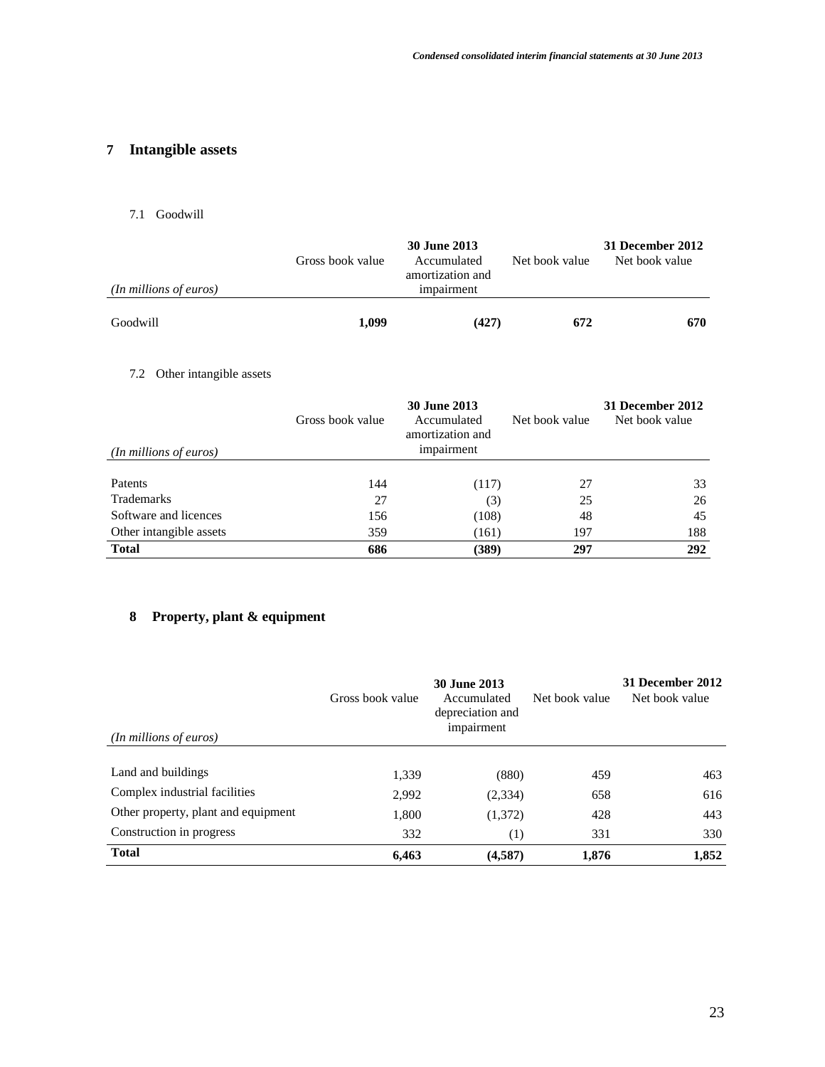## 7 Intangible assets

### 7.1 Goodwill

| *(In millions of euros)* | 30 June 2013 Gross book value | 30 June 2013 Accumulated amortization and impairment | 30 June 2013 Net book value | 31 December 2012 Net book value |
|---|---|---|---|---|
| Goodwill | **1,099** | **(427)** | **672** | **670** |

### 7.2 Other intangible assets

| *(In millions of euros)* | 30 June 2013 Gross book value | 30 June 2013 Accumulated amortization and impairment | 30 June 2013 Net book value | 31 December 2012 Net book value |
|---|---|---|---|---|
| Patents | 144 | (117) | 27 | 33 |
| Trademarks | 27 | (3) | 25 | 26 |
| Software and licences | 156 | (108) | 48 | 45 |
| Other intangible assets | 359 | (161) | 197 | 188 |
| **Total** | **686** | **(389)** | **297** | **292** |

## 8 Property, plant & equipment

| *(In millions of euros)* | 30 June 2013 Gross book value | 30 June 2013 Accumulated depreciation and impairment | 30 June 2013 Net book value | 31 December 2012 Net book value |
|---|---|---|---|---|
| Land and buildings | 1,339 | (880) | 459 | 463 |
| Complex industrial facilities | 2,992 | (2,334) | 658 | 616 |
| Other property, plant and equipment | 1,800 | (1,372) | 428 | 443 |
| Construction in progress | 332 | (1) | 331 | 330 |
| **Total** | **6,463** | **(4,587)** | **1,876** | **1,852** |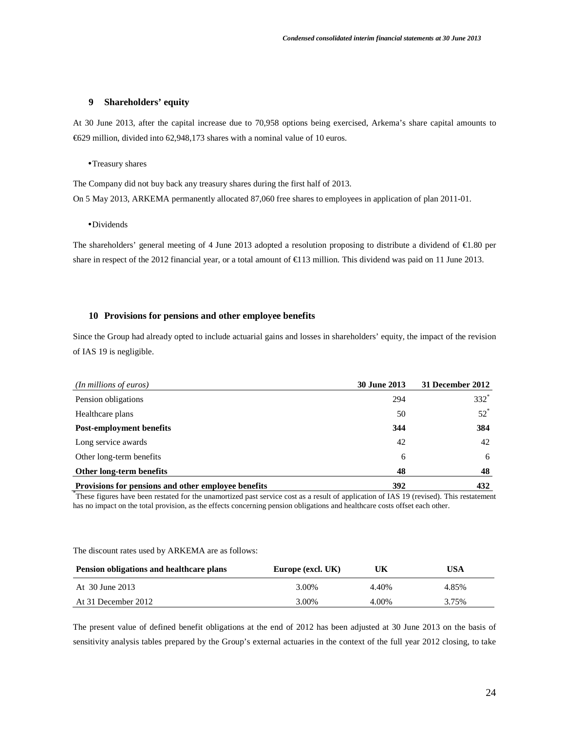## 9 Shareholders' equity

At 30 June 2013, after the capital increase due to 70,958 options being exercised, Arkema's share capital amounts to €629 million, divided into 62,948,173 shares with a nominal value of 10 euros.

- Treasury shares

The Company did not buy back any treasury shares during the first half of 2013.
On 5 May 2013, ARKEMA permanently allocated 87,060 free shares to employees in application of plan 2011-01.

- Dividends

The shareholders' general meeting of 4 June 2013 adopted a resolution proposing to distribute a dividend of €1.80 per share in respect of the 2012 financial year, or a total amount of €113 million. This dividend was paid on 11 June 2013.

## 10 Provisions for pensions and other employee benefits

Since the Group had already opted to include actuarial gains and losses in shareholders' equity, the impact of the revision of IAS 19 is negligible.

| *(In millions of euros)* | **30 June 2013** | **31 December 2012** |
|---|---|---|
| Pension obligations | 294 | 332* |
| Healthcare plans | 50 | 52* |
| **Post-employment benefits** | **344** | **384** |
| Long service awards | 42 | 42 |
| Other long-term benefits | 6 | 6 |
| **Other long-term benefits** | **48** | **48** |
| **Provisions for pensions and other employee benefits** | **392** | **432** |

*These figures have been restated for the unamortized past service cost as a result of application of IAS 19 (revised). This restatement has no impact on the total provision, as the effects concerning pension obligations and healthcare costs offset each other.

The discount rates used by ARKEMA are as follows:

| **Pension obligations and healthcare plans** | **Europe (excl. UK)** | **UK** | **USA** |
|---|---|---|---|
| At 30 June 2013 | 3.00% | 4.40% | 4.85% |
| At 31 December 2012 | 3.00% | 4.00% | 3.75% |

The present value of defined benefit obligations at the end of 2012 has been adjusted at 30 June 2013 on the basis of sensitivity analysis tables prepared by the Group's external actuaries in the context of the full year 2012 closing, to take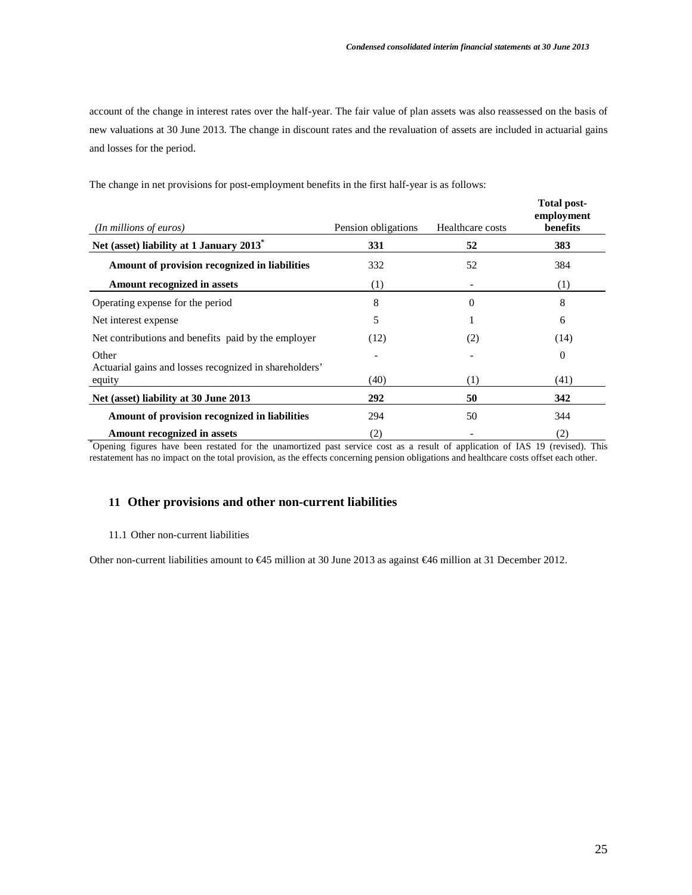account of the change in interest rates over the half-year. The fair value of plan assets was also reassessed on the basis of new valuations at 30 June 2013. The change in discount rates and the revaluation of assets are included in actuarial gains and losses for the period.

The change in net provisions for post-employment benefits in the first half-year is as follows:

| *(In millions of euros)* | Pension obligations | Healthcare costs | **Total post-employment benefits** |
|---|---|---|---|
| **Net (asset) liability at 1 January 2013*** | **331** | **52** | **383** |
| **Amount of provision recognized in liabilities** | 332 | 52 | 384 |
| **Amount recognized in assets** | (1) | - | (1) |
| Operating expense for the period | 8 | 0 | 8 |
| Net interest expense | 5 | 1 | 6 |
| Net contributions and benefits paid by the employer | (12) | (2) | (14) |
| Other | - | - | 0 |
| Actuarial gains and losses recognized in shareholders' equity | (40) | (1) | (41) |
| **Net (asset) liability at 30 June 2013** | **292** | **50** | **342** |
| **Amount of provision recognized in liabilities** | 294 | 50 | 344 |
| **Amount recognized in assets** | (2) | - | (2) |

*Opening figures have been restated for the unamortized past service cost as a result of application of IAS 19 (revised). This restatement has no impact on the total provision, as the effects concerning pension obligations and healthcare costs offset each other.

## 11 Other provisions and other non-current liabilities

### 11.1 Other non-current liabilities

Other non-current liabilities amount to €45 million at 30 June 2013 as against €46 million at 31 December 2012.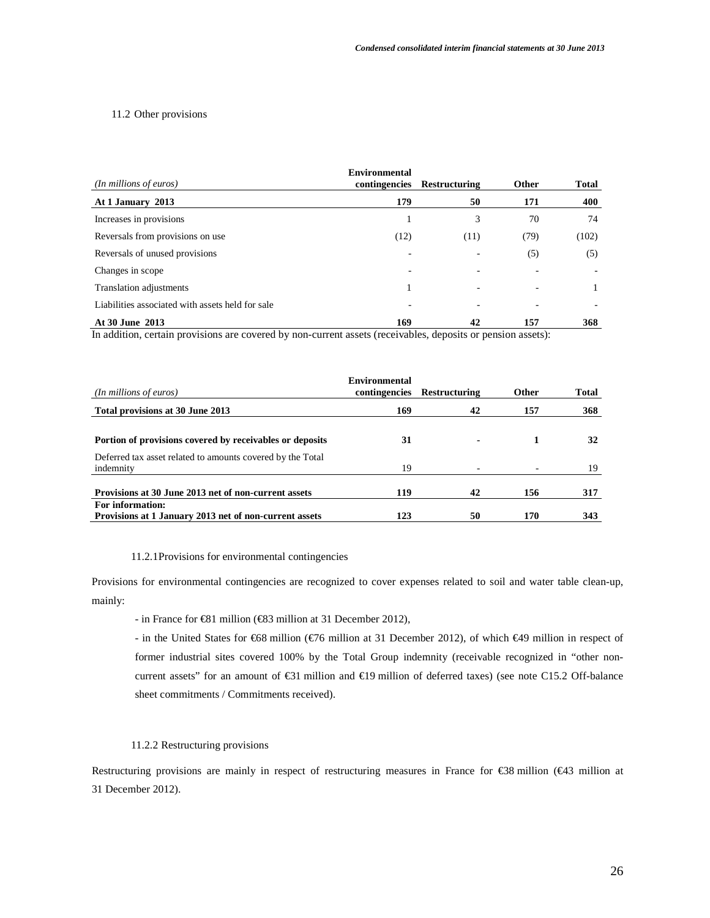### 11.2 Other provisions

| *(In millions of euros)* | Environmental contingencies | Restructuring | Other | Total |
|---|---|---|---|---|
| **At 1 January 2013** | **179** | **50** | **171** | **400** |
| Increases in provisions | 1 | 3 | 70 | 74 |
| Reversals from provisions on use | (12) | (11) | (79) | (102) |
| Reversals of unused provisions | - | - | (5) | (5) |
| Changes in scope | - | - | - | - |
| Translation adjustments | 1 | - | - | 1 |
| Liabilities associated with assets held for sale | - | - | - | - |
| **At 30 June 2013** | **169** | **42** | **157** | **368** |

In addition, certain provisions are covered by non-current assets (receivables, deposits or pension assets):

| *(In millions of euros)* | Environmental contingencies | Restructuring | Other | Total |
|---|---|---|---|---|
| **Total provisions at 30 June 2013** | **169** | **42** | **157** | **368** |
| **Portion of provisions covered by receivables or deposits** | **31** | **-** | **1** | **32** |
| Deferred tax asset related to amounts covered by the Total indemnity | 19 | - | - | 19 |
| **Provisions at 30 June 2013 net of non-current assets** | **119** | **42** | **156** | **317** |
| **For information:** **Provisions at 1 January 2013 net of non-current assets** | **123** | **50** | **170** | **343** |

#### 11.2.1 Provisions for environmental contingencies

Provisions for environmental contingencies are recognized to cover expenses related to soil and water table clean-up, mainly:

- in France for €81 million (€83 million at 31 December 2012),
- in the United States for €68 million (€76 million at 31 December 2012), of which €49 million in respect of former industrial sites covered 100% by the Total Group indemnity (receivable recognized in "other non-current assets" for an amount of €31 million and €19 million of deferred taxes) (see note C15.2 Off-balance sheet commitments / Commitments received).

#### 11.2.2 Restructuring provisions

Restructuring provisions are mainly in respect of restructuring measures in France for €38 million (€43 million at 31 December 2012).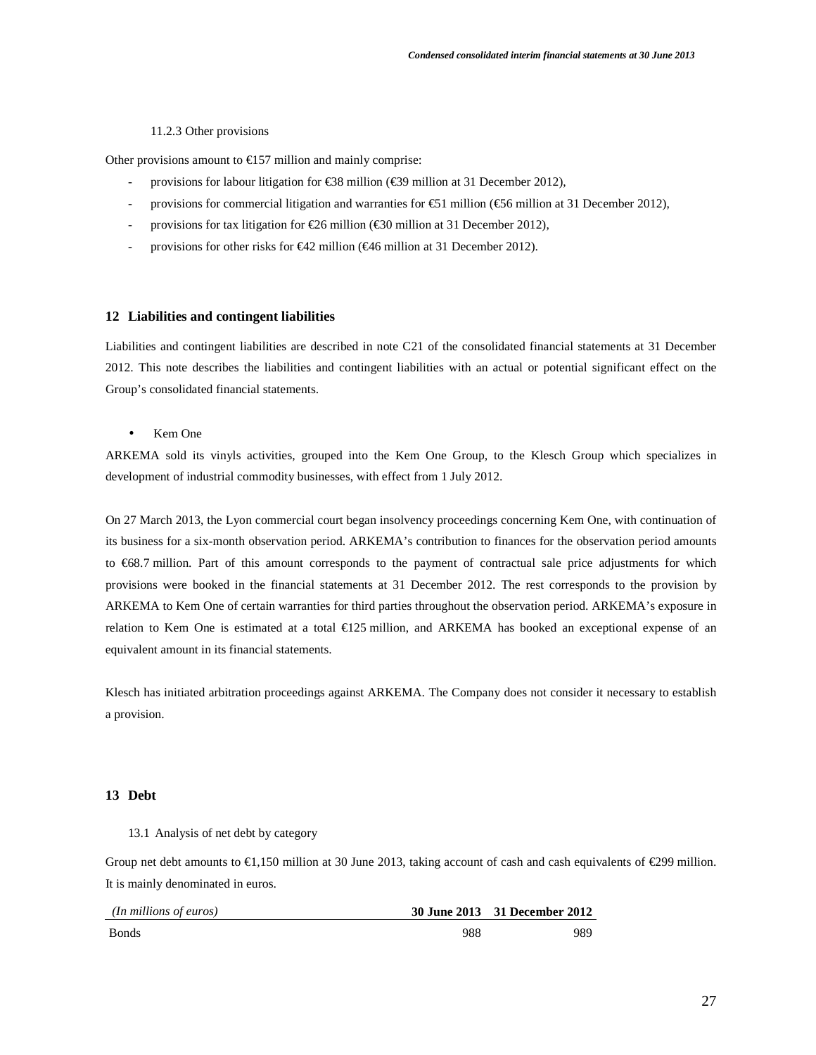#### 11.2.3 Other provisions

Other provisions amount to €157 million and mainly comprise:

- provisions for labour litigation for €38 million (€39 million at 31 December 2012),
- provisions for commercial litigation and warranties for €51 million (€56 million at 31 December 2012),
- provisions for tax litigation for €26 million (€30 million at 31 December 2012),
- provisions for other risks for €42 million (€46 million at 31 December 2012).

## 12 Liabilities and contingent liabilities

Liabilities and contingent liabilities are described in note C21 of the consolidated financial statements at 31 December 2012. This note describes the liabilities and contingent liabilities with an actual or potential significant effect on the Group's consolidated financial statements.

- Kem One

ARKEMA sold its vinyls activities, grouped into the Kem One Group, to the Klesch Group which specializes in development of industrial commodity businesses, with effect from 1 July 2012.

On 27 March 2013, the Lyon commercial court began insolvency proceedings concerning Kem One, with continuation of its business for a six-month observation period. ARKEMA's contribution to finances for the observation period amounts to €68.7 million. Part of this amount corresponds to the payment of contractual sale price adjustments for which provisions were booked in the financial statements at 31 December 2012. The rest corresponds to the provision by ARKEMA to Kem One of certain warranties for third parties throughout the observation period. ARKEMA's exposure in relation to Kem One is estimated at a total €125 million, and ARKEMA has booked an exceptional expense of an equivalent amount in its financial statements.

Klesch has initiated arbitration proceedings against ARKEMA. The Company does not consider it necessary to establish a provision.

## 13 Debt

### 13.1 Analysis of net debt by category

Group net debt amounts to €1,150 million at 30 June 2013, taking account of cash and cash equivalents of €299 million. It is mainly denominated in euros.

| *(In millions of euros)* | 30 June 2013 | 31 December 2012 |
|---|---|---|
| Bonds | 988 | 989 |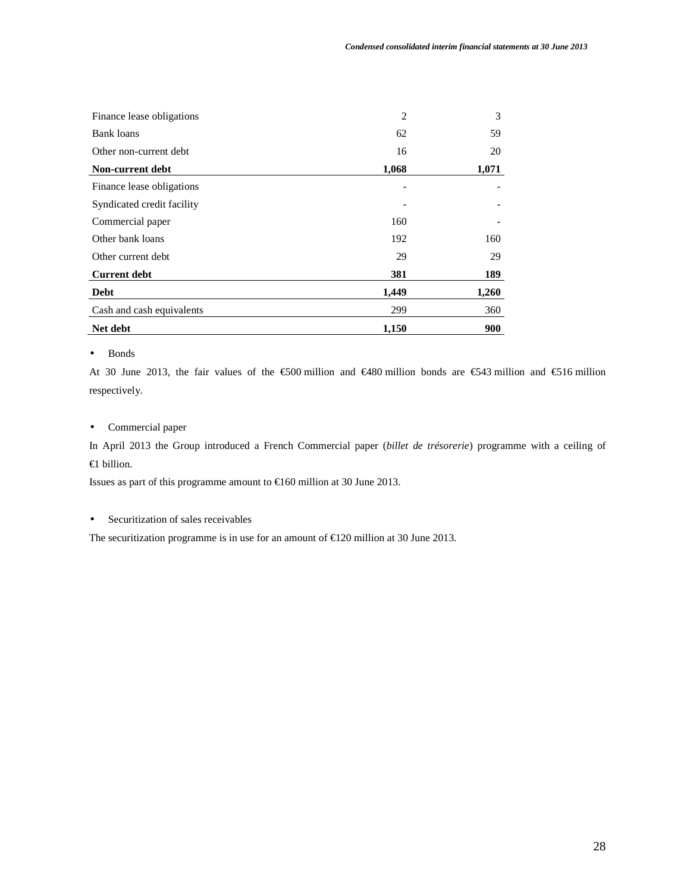| | | |
|---|---|---|
| Finance lease obligations | 2 | 3 |
| Bank loans | 62 | 59 |
| Other non-current debt | 16 | 20 |
| **Non-current debt** | **1,068** | **1,071** |
| Finance lease obligations | - | - |
| Syndicated credit facility | - | - |
| Commercial paper | 160 | - |
| Other bank loans | 192 | 160 |
| Other current debt | 29 | 29 |
| **Current debt** | **381** | **189** |
| **Debt** | **1,449** | **1,260** |
| Cash and cash equivalents | 299 | 360 |
| **Net debt** | **1,150** | **900** |

- Bonds

At 30 June 2013, the fair values of the €500 million and €480 million bonds are €543 million and €516 million respectively.

- Commercial paper

In April 2013 the Group introduced a French Commercial paper (*billet de trésorerie*) programme with a ceiling of €1 billion.

Issues as part of this programme amount to €160 million at 30 June 2013.

- Securitization of sales receivables

The securitization programme is in use for an amount of €120 million at 30 June 2013.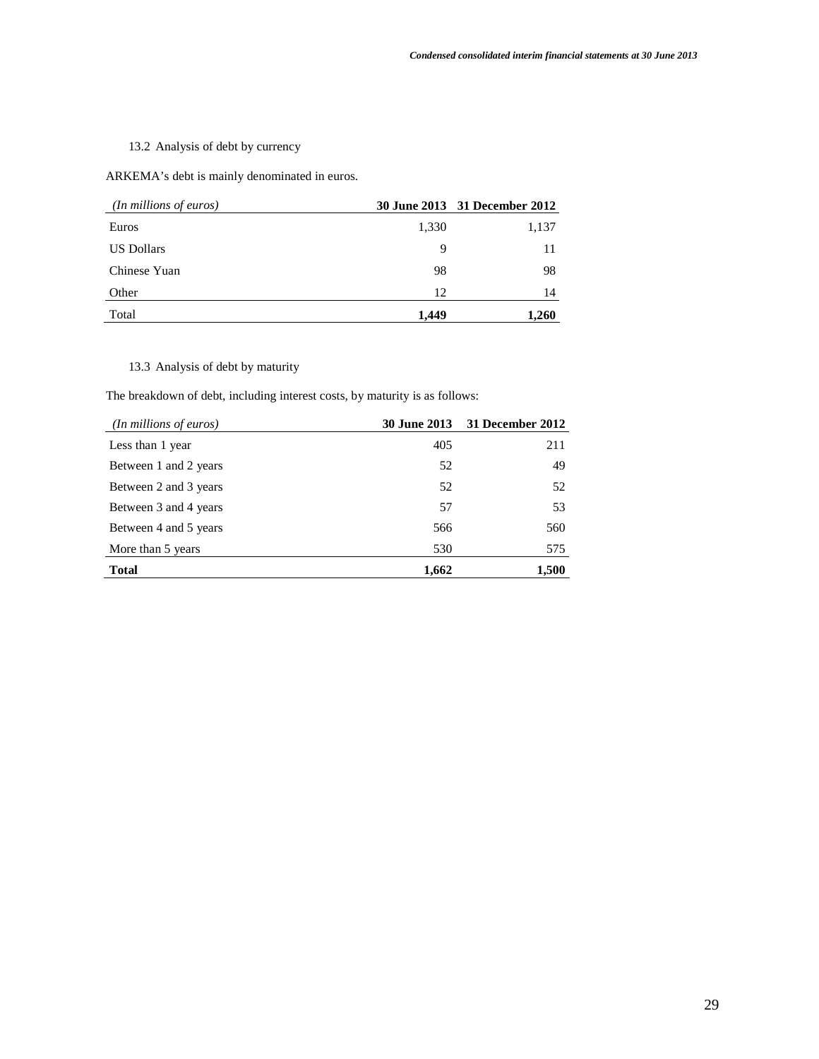### 13.2 Analysis of debt by currency

ARKEMA's debt is mainly denominated in euros.

| *(In millions of euros)* | 30 June 2013 | 31 December 2012 |
|---|---|---|
| Euros | 1,330 | 1,137 |
| US Dollars | 9 | 11 |
| Chinese Yuan | 98 | 98 |
| Other | 12 | 14 |
| Total | **1,449** | **1,260** |

### 13.3 Analysis of debt by maturity

The breakdown of debt, including interest costs, by maturity is as follows:

| *(In millions of euros)* | 30 June 2013 | 31 December 2012 |
|---|---|---|
| Less than 1 year | 405 | 211 |
| Between 1 and 2 years | 52 | 49 |
| Between 2 and 3 years | 52 | 52 |
| Between 3 and 4 years | 57 | 53 |
| Between 4 and 5 years | 566 | 560 |
| More than 5 years | 530 | 575 |
| **Total** | **1,662** | **1,500** |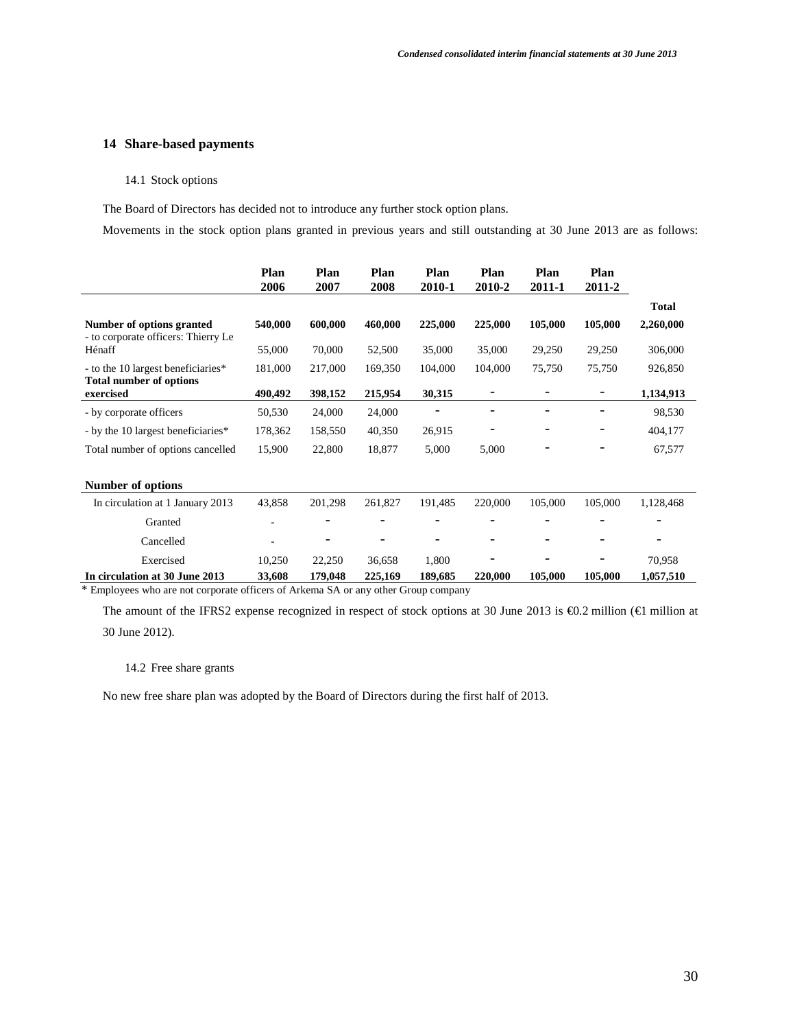## 14 Share-based payments

### 14.1 Stock options

The Board of Directors has decided not to introduce any further stock option plans.

Movements in the stock option plans granted in previous years and still outstanding at 30 June 2013 are as follows:

| | Plan 2006 | Plan 2007 | Plan 2008 | Plan 2010-1 | Plan 2010-2 | Plan 2011-1 | Plan 2011-2 | Total |
|---|---|---|---|---|---|---|---|---|
| **Number of options granted** | **540,000** | **600,000** | **460,000** | **225,000** | **225,000** | **105,000** | **105,000** | **2,260,000** |
| - to corporate officers: Thierry Le Hénaff | 55,000 | 70,000 | 52,500 | 35,000 | 35,000 | 29,250 | 29,250 | 306,000 |
| - to the 10 largest beneficiaries* | 181,000 | 217,000 | 169,350 | 104,000 | 104,000 | 75,750 | 75,750 | 926,850 |
| **Total number of options exercised** | **490,492** | **398,152** | **215,954** | **30,315** | **-** | **-** | **-** | **1,134,913** |
| - by corporate officers | 50,530 | 24,000 | 24,000 | - | - | - | - | 98,530 |
| - by the 10 largest beneficiaries* | 178,362 | 158,550 | 40,350 | 26,915 | - | - | - | 404,177 |
| Total number of options cancelled | 15,900 | 22,800 | 18,877 | 5,000 | 5,000 | - | - | 67,577 |
| **Number of options** | | | | | | | | |
| In circulation at 1 January 2013 | 43,858 | 201,298 | 261,827 | 191,485 | 220,000 | 105,000 | 105,000 | 1,128,468 |
| Granted | - | - | - | - | - | - | - | - |
| Cancelled | - | - | - | - | - | - | - | - |
| Exercised | 10,250 | 22,250 | 36,658 | 1,800 | - | - | - | 70,958 |
| **In circulation at 30 June 2013** | **33,608** | **179,048** | **225,169** | **189,685** | **220,000** | **105,000** | **105,000** | **1,057,510** |

\* Employees who are not corporate officers of Arkema SA or any other Group company

The amount of the IFRS2 expense recognized in respect of stock options at 30 June 2013 is €0.2 million (€1 million at 30 June 2012).

### 14.2 Free share grants

No new free share plan was adopted by the Board of Directors during the first half of 2013.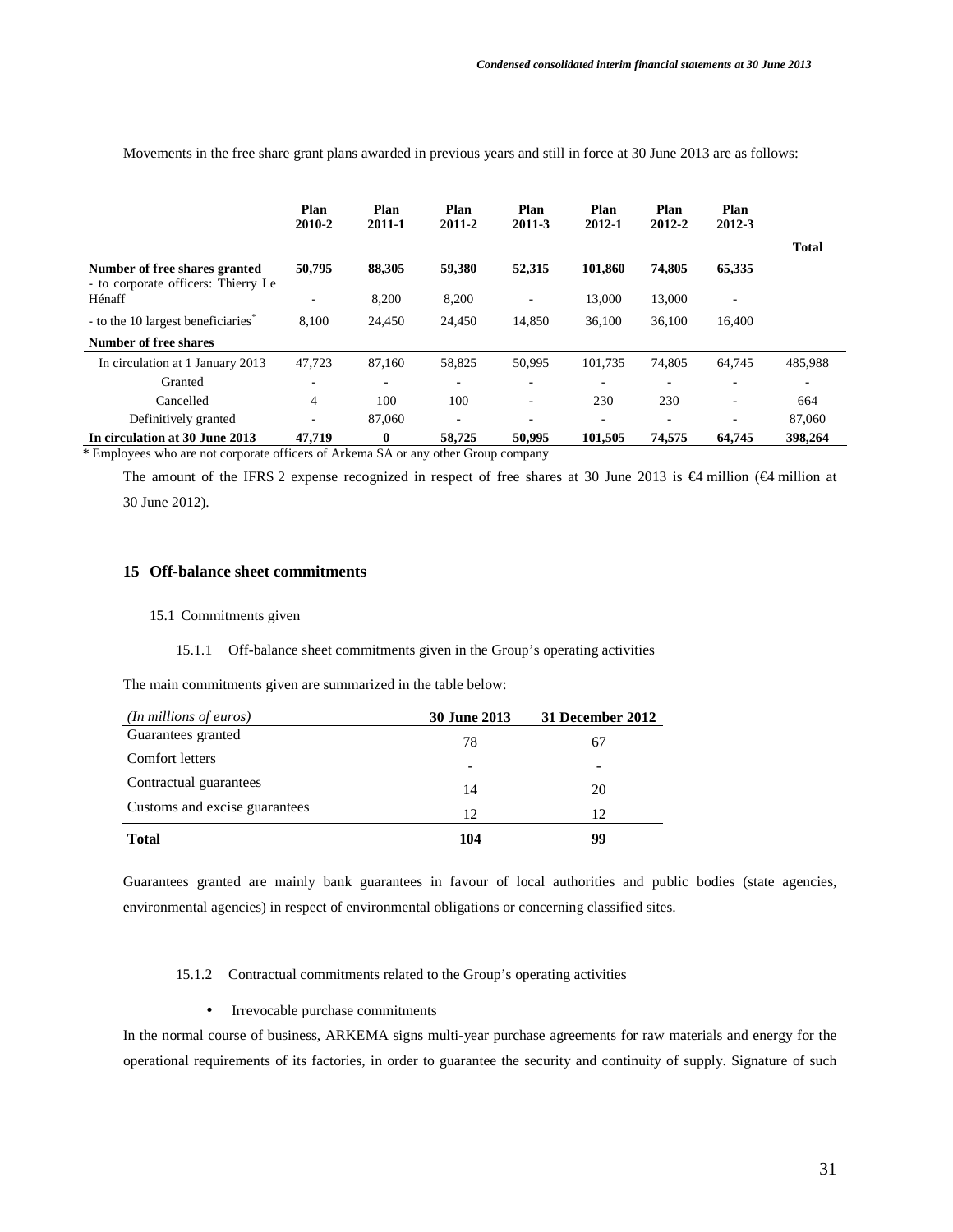Movements in the free share grant plans awarded in previous years and still in force at 30 June 2013 are as follows:

| | Plan 2010-2 | Plan 2011-1 | Plan 2011-2 | Plan 2011-3 | Plan 2012-1 | Plan 2012-2 | Plan 2012-3 | Total |
|---|---|---|---|---|---|---|---|---|
| **Number of free shares granted** | **50,795** | **88,305** | **59,380** | **52,315** | **101,860** | **74,805** | **65,335** | |
| - to corporate officers: Thierry Le Hénaff | - | 8,200 | 8,200 | - | 13,000 | 13,000 | - | |
| - to the 10 largest beneficiaries* | 8,100 | 24,450 | 24,450 | 14,850 | 36,100 | 36,100 | 16,400 | |
| **Number of free shares** | | | | | | | | |
| In circulation at 1 January 2013 | 47,723 | 87,160 | 58,825 | 50,995 | 101,735 | 74,805 | 64,745 | 485,988 |
| Granted | - | - | - | - | - | - | - | - |
| Cancelled | 4 | 100 | 100 | - | 230 | 230 | - | 664 |
| Definitively granted | - | 87,060 | - | - | - | - | - | 87,060 |
| **In circulation at 30 June 2013** | **47,719** | **0** | **58,725** | **50,995** | **101,505** | **74,575** | **64,745** | **398,264** |

\* Employees who are not corporate officers of Arkema SA or any other Group company

The amount of the IFRS 2 expense recognized in respect of free shares at 30 June 2013 is €4 million (€4 million at 30 June 2012).

## 15 Off-balance sheet commitments

### 15.1 Commitments given

#### 15.1.1 Off-balance sheet commitments given in the Group's operating activities

The main commitments given are summarized in the table below:

| *(In millions of euros)* | 30 June 2013 | 31 December 2012 |
|---|---|---|
| Guarantees granted | 78 | 67 |
| Comfort letters | - | - |
| Contractual guarantees | 14 | 20 |
| Customs and excise guarantees | 12 | 12 |
| **Total** | **104** | **99** |

Guarantees granted are mainly bank guarantees in favour of local authorities and public bodies (state agencies, environmental agencies) in respect of environmental obligations or concerning classified sites.

#### 15.1.2 Contractual commitments related to the Group's operating activities

- Irrevocable purchase commitments

In the normal course of business, ARKEMA signs multi-year purchase agreements for raw materials and energy for the operational requirements of its factories, in order to guarantee the security and continuity of supply. Signature of such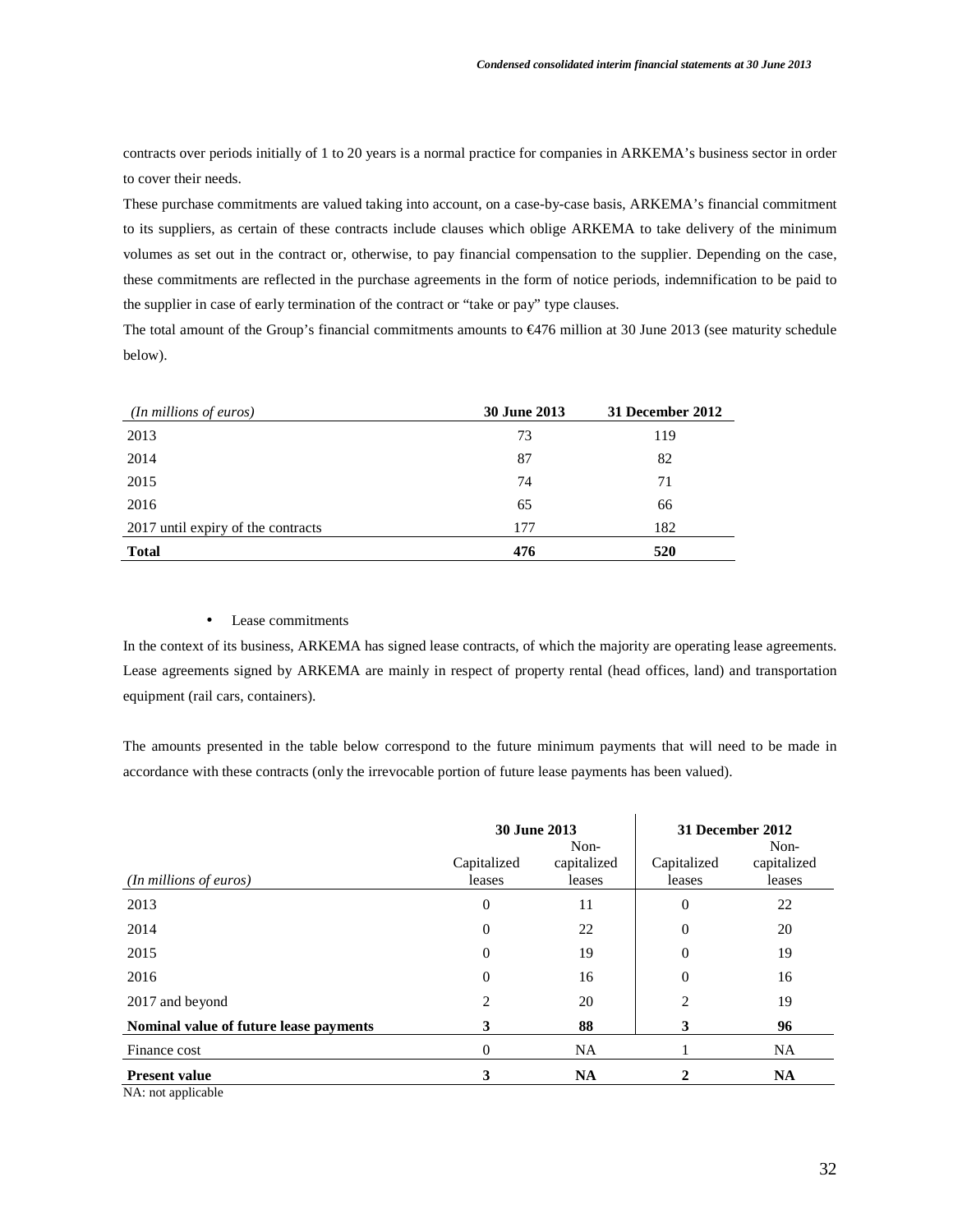contracts over periods initially of 1 to 20 years is a normal practice for companies in ARKEMA's business sector in order to cover their needs.

These purchase commitments are valued taking into account, on a case-by-case basis, ARKEMA's financial commitment to its suppliers, as certain of these contracts include clauses which oblige ARKEMA to take delivery of the minimum volumes as set out in the contract or, otherwise, to pay financial compensation to the supplier. Depending on the case, these commitments are reflected in the purchase agreements in the form of notice periods, indemnification to be paid to the supplier in case of early termination of the contract or "take or pay" type clauses.

The total amount of the Group's financial commitments amounts to €476 million at 30 June 2013 (see maturity schedule below).

| *(In millions of euros)* | **30 June 2013** | **31 December 2012** |
|---|---|---|
| 2013 | 73 | 119 |
| 2014 | 87 | 82 |
| 2015 | 74 | 71 |
| 2016 | 65 | 66 |
| 2017 until expiry of the contracts | 177 | 182 |
| **Total** | **476** | **520** |

- Lease commitments

In the context of its business, ARKEMA has signed lease contracts, of which the majority are operating lease agreements. Lease agreements signed by ARKEMA are mainly in respect of property rental (head offices, land) and transportation equipment (rail cars, containers).

The amounts presented in the table below correspond to the future minimum payments that will need to be made in accordance with these contracts (only the irrevocable portion of future lease payments has been valued).

| | **30 June 2013** | | **31 December 2012** | |
|---|---|---|---|---|
| *(In millions of euros)* | Capitalized leases | Non-capitalized leases | Capitalized leases | Non-capitalized leases |
| 2013 | 0 | 11 | 0 | 22 |
| 2014 | 0 | 22 | 0 | 20 |
| 2015 | 0 | 19 | 0 | 19 |
| 2016 | 0 | 16 | 0 | 16 |
| 2017 and beyond | 2 | 20 | 2 | 19 |
| **Nominal value of future lease payments** | **3** | **88** | **3** | **96** |
| Finance cost | 0 | NA | 1 | NA |
| **Present value** | **3** | **NA** | **2** | **NA** |

NA: not applicable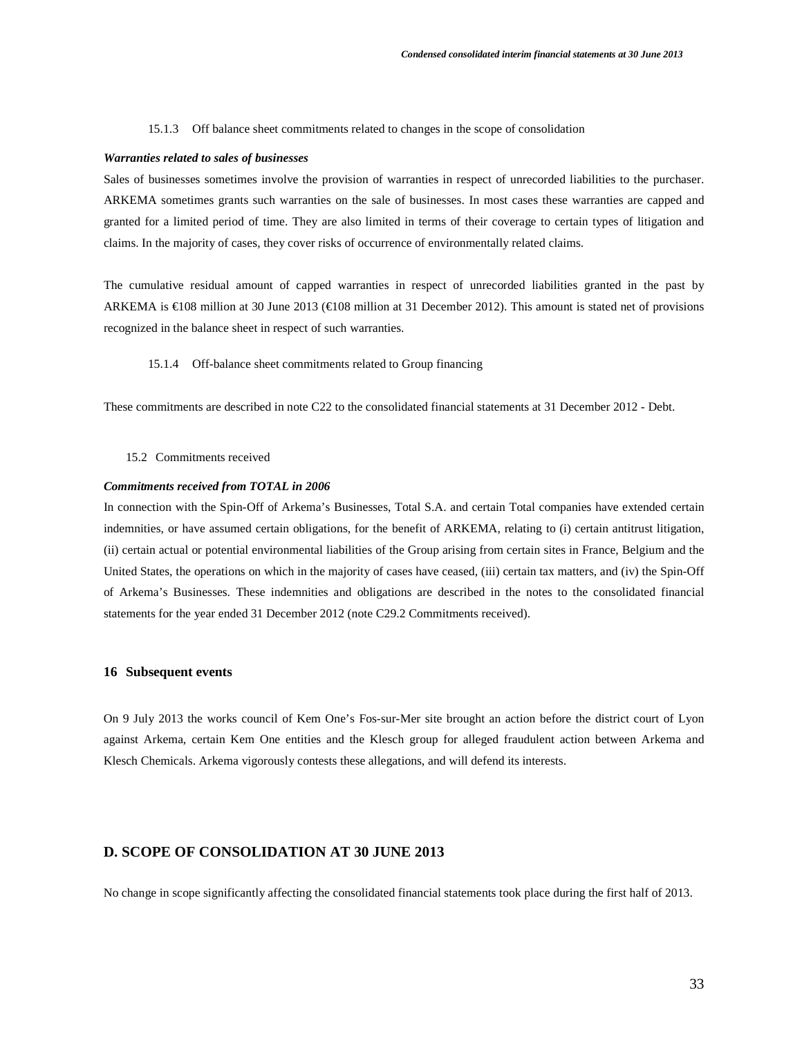#### 15.1.3 Off balance sheet commitments related to changes in the scope of consolidation

***Warranties related to sales of businesses***

Sales of businesses sometimes involve the provision of warranties in respect of unrecorded liabilities to the purchaser. ARKEMA sometimes grants such warranties on the sale of businesses. In most cases these warranties are capped and granted for a limited period of time. They are also limited in terms of their coverage to certain types of litigation and claims. In the majority of cases, they cover risks of occurrence of environmentally related claims.

The cumulative residual amount of capped warranties in respect of unrecorded liabilities granted in the past by ARKEMA is €108 million at 30 June 2013 (€108 million at 31 December 2012). This amount is stated net of provisions recognized in the balance sheet in respect of such warranties.

#### 15.1.4 Off-balance sheet commitments related to Group financing

These commitments are described in note C22 to the consolidated financial statements at 31 December 2012 - Debt.

### 15.2 Commitments received

***Commitments received from TOTAL in 2006***

In connection with the Spin-Off of Arkema's Businesses, Total S.A. and certain Total companies have extended certain indemnities, or have assumed certain obligations, for the benefit of ARKEMA, relating to (i) certain antitrust litigation, (ii) certain actual or potential environmental liabilities of the Group arising from certain sites in France, Belgium and the United States, the operations on which in the majority of cases have ceased, (iii) certain tax matters, and (iv) the Spin-Off of Arkema's Businesses. These indemnities and obligations are described in the notes to the consolidated financial statements for the year ended 31 December 2012 (note C29.2 Commitments received).

## 16 Subsequent events

On 9 July 2013 the works council of Kem One's Fos-sur-Mer site brought an action before the district court of Lyon against Arkema, certain Kem One entities and the Klesch group for alleged fraudulent action between Arkema and Klesch Chemicals. Arkema vigorously contests these allegations, and will defend its interests.

# D. SCOPE OF CONSOLIDATION AT 30 JUNE 2013

No change in scope significantly affecting the consolidated financial statements took place during the first half of 2013.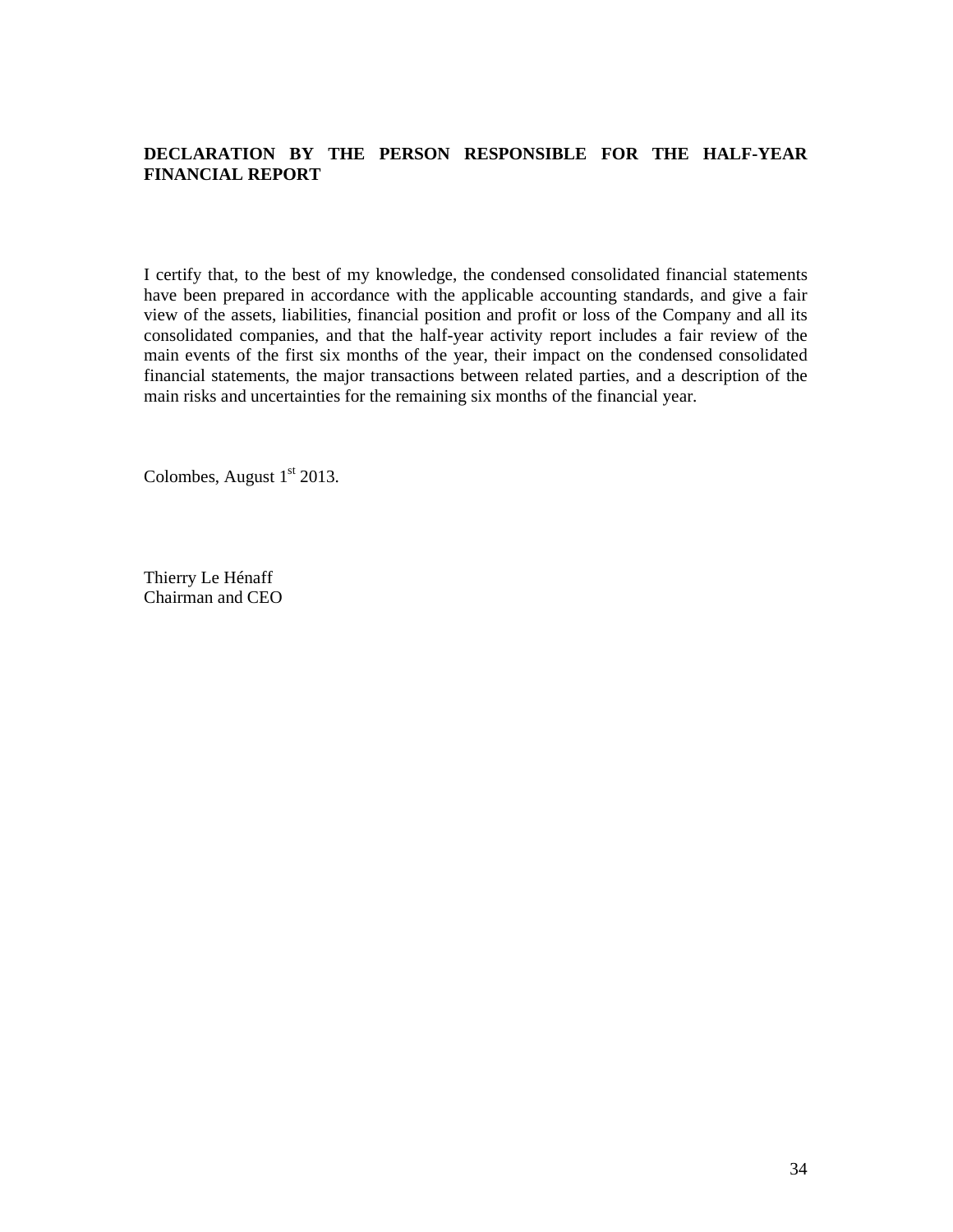**DECLARATION BY THE PERSON RESPONSIBLE FOR THE HALF-YEAR FINANCIAL REPORT**

I certify that, to the best of my knowledge, the condensed consolidated financial statements have been prepared in accordance with the applicable accounting standards, and give a fair view of the assets, liabilities, financial position and profit or loss of the Company and all its consolidated companies, and that the half-year activity report includes a fair review of the main events of the first six months of the year, their impact on the condensed consolidated financial statements, the major transactions between related parties, and a description of the main risks and uncertainties for the remaining six months of the financial year.

Colombes, August 1st 2013.

Thierry Le Hénaff  
Chairman and CEO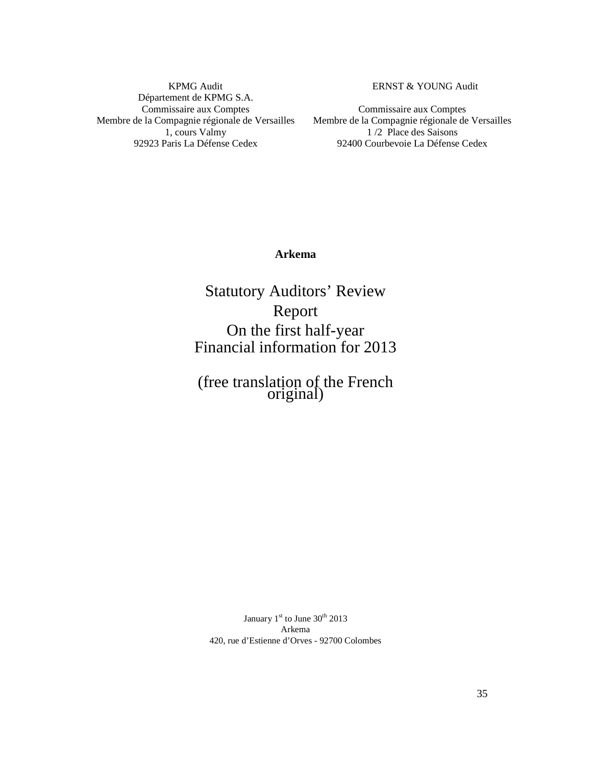KPMG Audit
Département de KPMG S.A.
Commissaire aux Comptes
Membre de la Compagnie régionale de Versailles
1, cours Valmy
92923 Paris La Défense Cedex

ERNST & YOUNG Audit

Commissaire aux Comptes
Membre de la Compagnie régionale de Versailles
1 /2 Place des Saisons
92400 Courbevoie La Défense Cedex

**Arkema**

# Statutory Auditors' Review Report On the first half-year Financial information for 2013

(free translation of the French original)

January 1st to June 30th 2013
Arkema
420, rue d'Estienne d'Orves - 92700 Colombes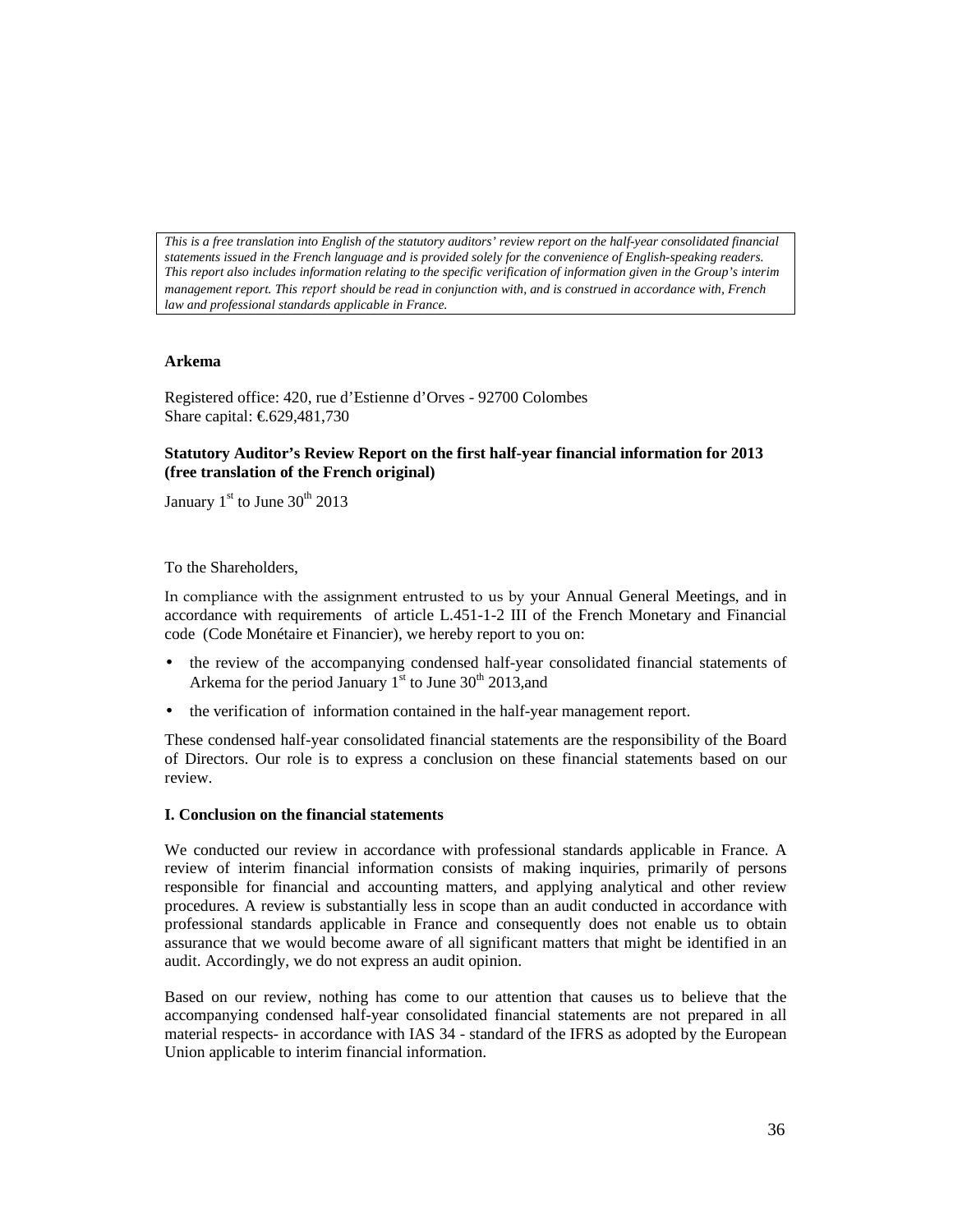*This is a free translation into English of the statutory auditors' review report on the half-year consolidated financial statements issued in the French language and is provided solely for the convenience of English-speaking readers. This report also includes information relating to the specific verification of information given in the Group's interim management report. This report should be read in conjunction with, and is construed in accordance with, French law and professional standards applicable in France.*

**Arkema**

Registered office: 420, rue d'Estienne d'Orves - 92700 Colombes
Share capital: €629,481,730

**Statutory Auditor's Review Report on the first half-year financial information for 2013 (free translation of the French original)**

January 1st to June 30th 2013

To the Shareholders,

In compliance with the assignment entrusted to us by your Annual General Meetings, and in accordance with requirements of article L.451-1-2 III of the French Monetary and Financial code (Code Monétaire et Financier), we hereby report to you on:

- the review of the accompanying condensed half-year consolidated financial statements of Arkema for the period January 1st to June 30th 2013,and
- the verification of information contained in the half-year management report.

These condensed half-year consolidated financial statements are the responsibility of the Board of Directors. Our role is to express a conclusion on these financial statements based on our review.

**I. Conclusion on the financial statements**

We conducted our review in accordance with professional standards applicable in France. A review of interim financial information consists of making inquiries, primarily of persons responsible for financial and accounting matters, and applying analytical and other review procedures. A review is substantially less in scope than an audit conducted in accordance with professional standards applicable in France and consequently does not enable us to obtain assurance that we would become aware of all significant matters that might be identified in an audit. Accordingly, we do not express an audit opinion.

Based on our review, nothing has come to our attention that causes us to believe that the accompanying condensed half-year consolidated financial statements are not prepared in all material respects- in accordance with IAS 34 - standard of the IFRS as adopted by the European Union applicable to interim financial information.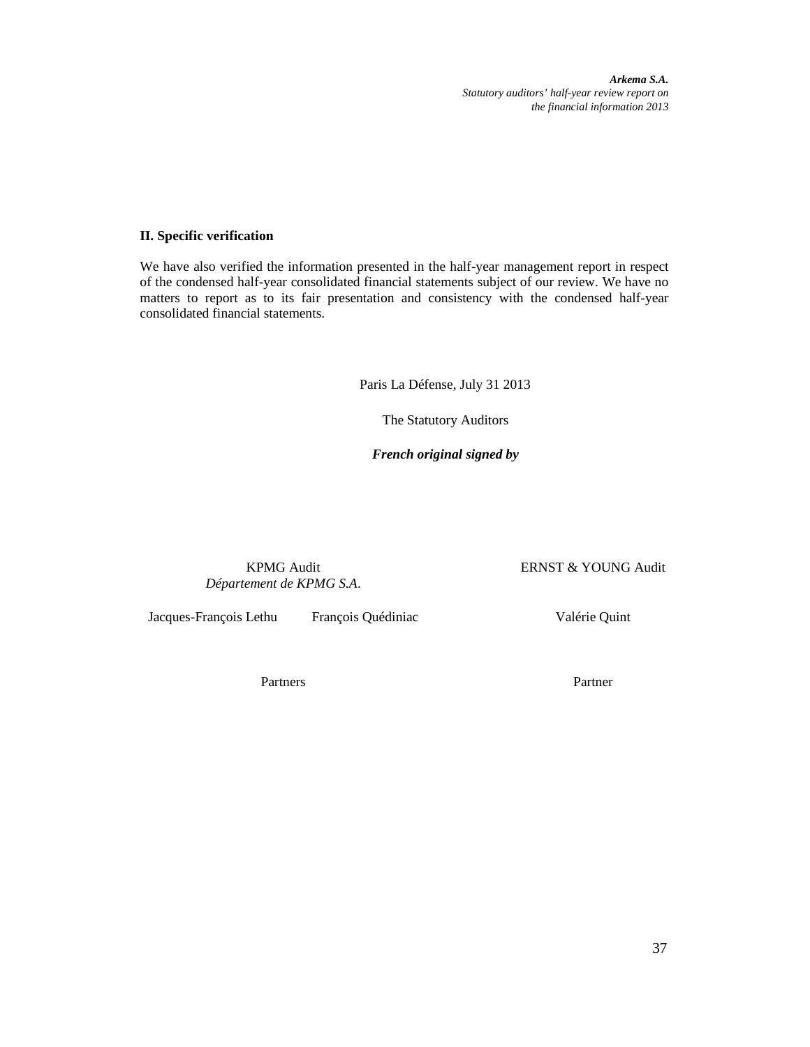## II. Specific verification

We have also verified the information presented in the half-year management report in respect of the condensed half-year consolidated financial statements subject of our review. We have no matters to report as to its fair presentation and consistency with the condensed half-year consolidated financial statements.

Paris La Défense, July 31 2013

The Statutory Auditors

***French original signed by***

KPMG Audit
*Département de KPMG S.A.*

Jacques-François Lethu François Quédiniac

Partners

ERNST & YOUNG Audit

Valérie Quint

Partner